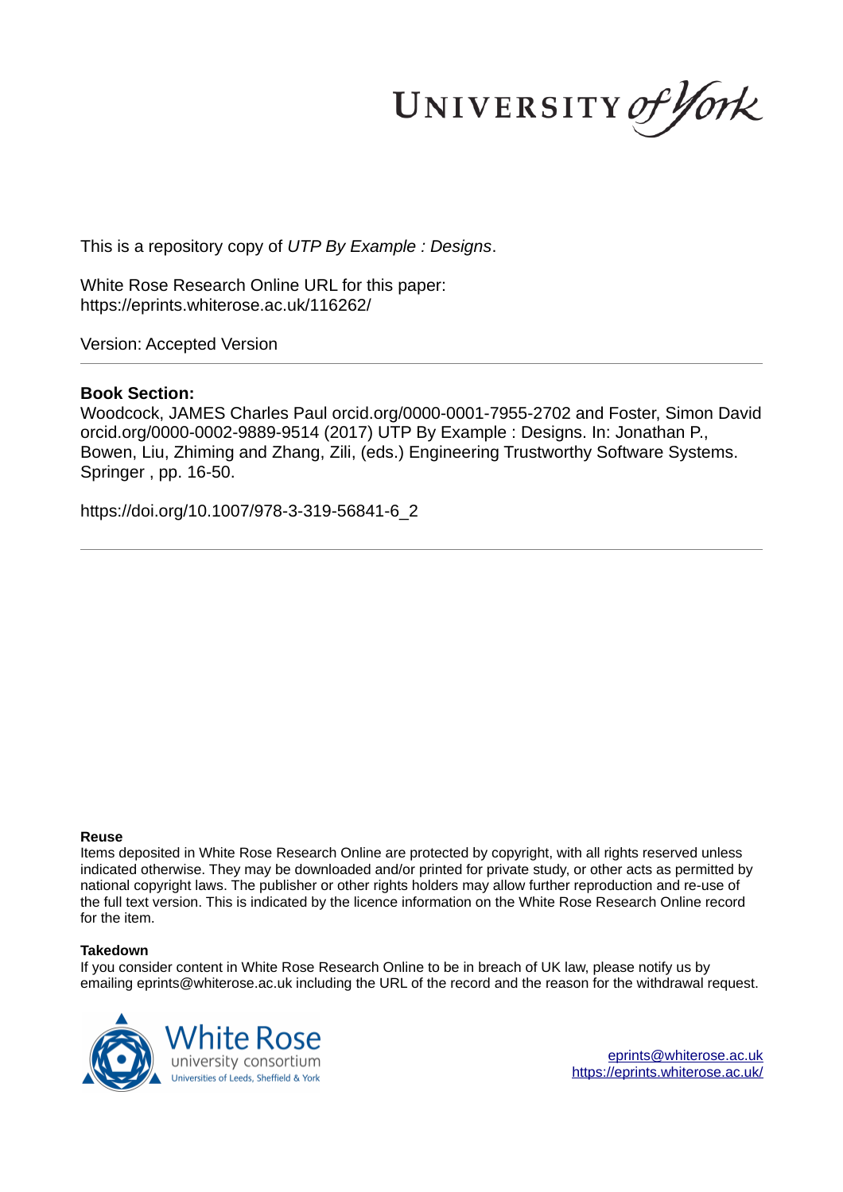This is a repository copy of *UTP By Example : Designs*.

White Rose Research Online URL for this paper:
https://eprints.whiterose.ac.uk/116262/

Version: Accepted Version

---

**Book Section:**

Woodcock, JAMES Charles Paul orcid.org/0000-0001-7955-2702 and Foster, Simon David orcid.org/0000-0002-9889-9514 (2017) UTP By Example : Designs. In: Jonathan P., Bowen, Liu, Zhiming and Zhang, Zili, (eds.) Engineering Trustworthy Software Systems. Springer , pp. 16-50.

https://doi.org/10.1007/978-3-319-56841-6_2

---

**Reuse**

Items deposited in White Rose Research Online are protected by copyright, with all rights reserved unless indicated otherwise. They may be downloaded and/or printed for private study, or other acts as permitted by national copyright laws. The publisher or other rights holders may allow further reproduction and re-use of the full text version. This is indicated by the licence information on the White Rose Research Online record for the item.

**Takedown**

If you consider content in White Rose Research Online to be in breach of UK law, please notify us by emailing eprints@whiterose.ac.uk including the URL of the record and the reason for the withdrawal request.

eprints@whiterose.ac.uk
https://eprints.whiterose.ac.uk/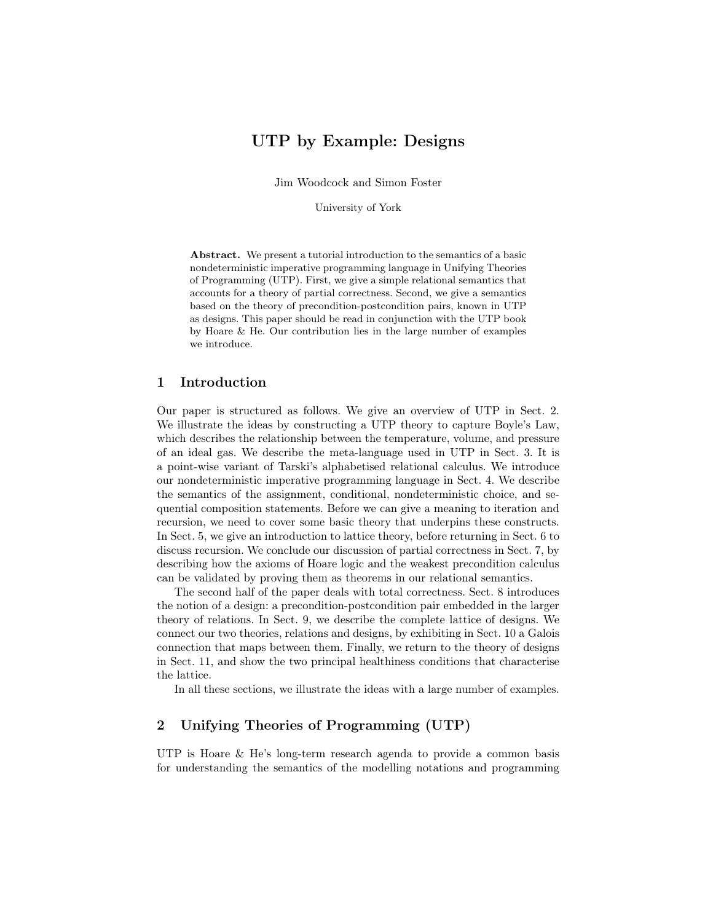# UTP by Example: Designs

Jim Woodcock and Simon Foster

University of York

**Abstract.** We present a tutorial introduction to the semantics of a basic nondeterministic imperative programming language in Unifying Theories of Programming (UTP). First, we give a simple relational semantics that accounts for a theory of partial correctness. Second, we give a semantics based on the theory of precondition-postcondition pairs, known in UTP as designs. This paper should be read in conjunction with the UTP book by Hoare & He. Our contribution lies in the large number of examples we introduce.

## 1 Introduction

Our paper is structured as follows. We give an overview of UTP in Sect. 2. We illustrate the ideas by constructing a UTP theory to capture Boyle's Law, which describes the relationship between the temperature, volume, and pressure of an ideal gas. We describe the meta-language used in UTP in Sect. 3. It is a point-wise variant of Tarski's alphabetised relational calculus. We introduce our nondeterministic imperative programming language in Sect. 4. We describe the semantics of the assignment, conditional, nondeterministic choice, and sequential composition statements. Before we can give a meaning to iteration and recursion, we need to cover some basic theory that underpins these constructs. In Sect. 5, we give an introduction to lattice theory, before returning in Sect. 6 to discuss recursion. We conclude our discussion of partial correctness in Sect. 7, by describing how the axioms of Hoare logic and the weakest precondition calculus can be validated by proving them as theorems in our relational semantics.

The second half of the paper deals with total correctness. Sect. 8 introduces the notion of a design: a precondition-postcondition pair embedded in the larger theory of relations. In Sect. 9, we describe the complete lattice of designs. We connect our two theories, relations and designs, by exhibiting in Sect. 10 a Galois connection that maps between them. Finally, we return to the theory of designs in Sect. 11, and show the two principal healthiness conditions that characterise the lattice.

In all these sections, we illustrate the ideas with a large number of examples.

## 2 Unifying Theories of Programming (UTP)

UTP is Hoare & He's long-term research agenda to provide a common basis for understanding the semantics of the modelling notations and programming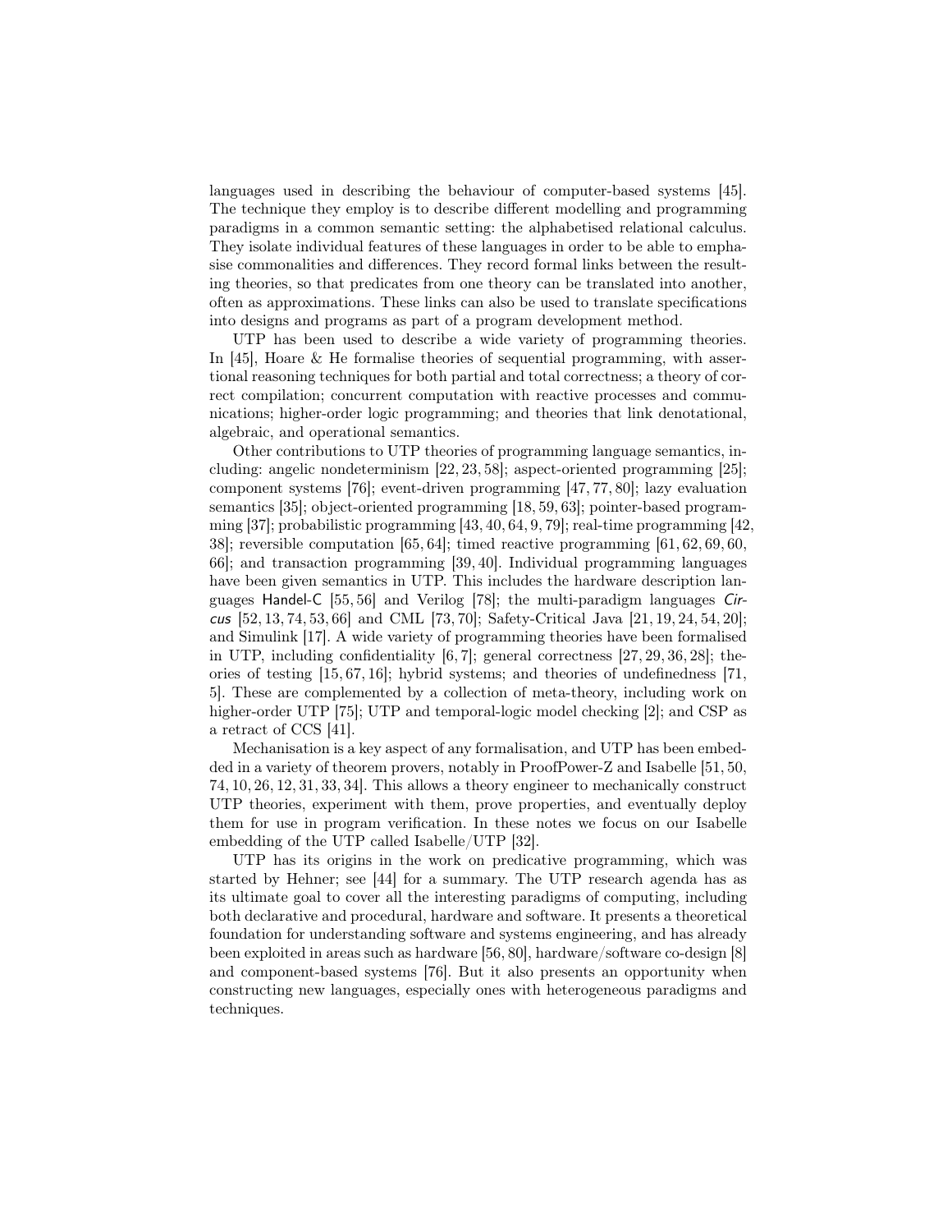languages used in describing the behaviour of computer-based systems [45]. The technique they employ is to describe different modelling and programming paradigms in a common semantic setting: the alphabetised relational calculus. They isolate individual features of these languages in order to be able to emphasise commonalities and differences. They record formal links between the resulting theories, so that predicates from one theory can be translated into another, often as approximations. These links can also be used to translate specifications into designs and programs as part of a program development method.

UTP has been used to describe a wide variety of programming theories. In [45], Hoare & He formalise theories of sequential programming, with assertional reasoning techniques for both partial and total correctness; a theory of correct compilation; concurrent computation with reactive processes and communications; higher-order logic programming; and theories that link denotational, algebraic, and operational semantics.

Other contributions to UTP theories of programming language semantics, including: angelic nondeterminism [22, 23, 58]; aspect-oriented programming [25]; component systems [76]; event-driven programming [47, 77, 80]; lazy evaluation semantics [35]; object-oriented programming [18, 59, 63]; pointer-based programming [37]; probabilistic programming [43, 40, 64, 9, 79]; real-time programming [42, 38]; reversible computation [65, 64]; timed reactive programming [61, 62, 69, 60, 66]; and transaction programming [39, 40]. Individual programming languages have been given semantics in UTP. This includes the hardware description languages Handel-C [55, 56] and Verilog [78]; the multi-paradigm languages *Circus* [52, 13, 74, 53, 66] and CML [73, 70]; Safety-Critical Java [21, 19, 24, 54, 20]; and Simulink [17]. A wide variety of programming theories have been formalised in UTP, including confidentiality [6, 7]; general correctness [27, 29, 36, 28]; theories of testing [15, 67, 16]; hybrid systems; and theories of undefinedness [71, 5]. These are complemented by a collection of meta-theory, including work on higher-order UTP [75]; UTP and temporal-logic model checking [2]; and CSP as a retract of CCS [41].

Mechanisation is a key aspect of any formalisation, and UTP has been embedded in a variety of theorem provers, notably in ProofPower-Z and Isabelle [51, 50, 74, 10, 26, 12, 31, 33, 34]. This allows a theory engineer to mechanically construct UTP theories, experiment with them, prove properties, and eventually deploy them for use in program verification. In these notes we focus on our Isabelle embedding of the UTP called Isabelle/UTP [32].

UTP has its origins in the work on predicative programming, which was started by Hehner; see [44] for a summary. The UTP research agenda has as its ultimate goal to cover all the interesting paradigms of computing, including both declarative and procedural, hardware and software. It presents a theoretical foundation for understanding software and systems engineering, and has already been exploited in areas such as hardware [56, 80], hardware/software co-design [8] and component-based systems [76]. But it also presents an opportunity when constructing new languages, especially ones with heterogeneous paradigms and techniques.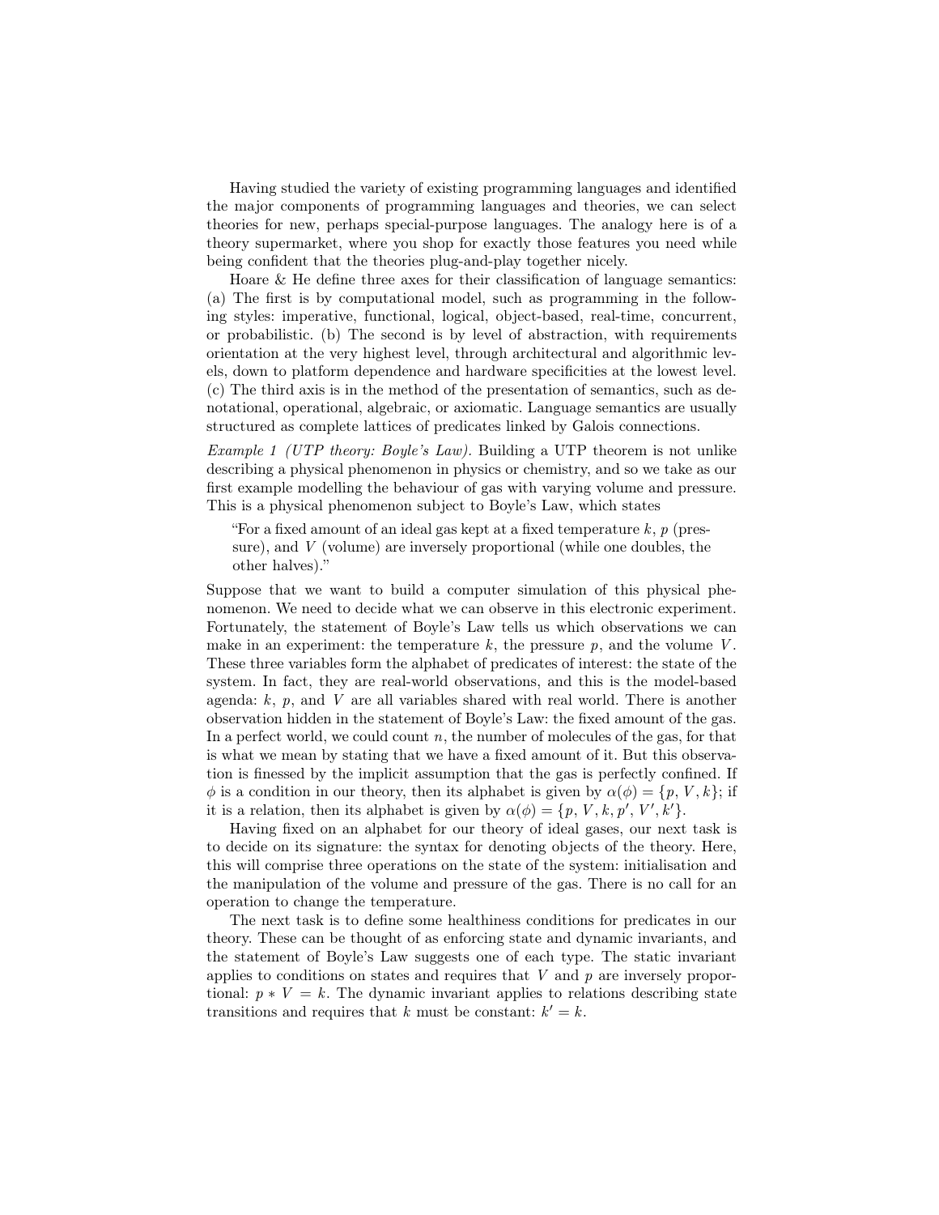Having studied the variety of existing programming languages and identified the major components of programming languages and theories, we can select theories for new, perhaps special-purpose languages. The analogy here is of a theory supermarket, where you shop for exactly those features you need while being confident that the theories plug-and-play together nicely.

Hoare & He define three axes for their classification of language semantics: (a) The first is by computational model, such as programming in the following styles: imperative, functional, logical, object-based, real-time, concurrent, or probabilistic. (b) The second is by level of abstraction, with requirements orientation at the very highest level, through architectural and algorithmic levels, down to platform dependence and hardware specificities at the lowest level. (c) The third axis is in the method of the presentation of semantics, such as denotational, operational, algebraic, or axiomatic. Language semantics are usually structured as complete lattices of predicates linked by Galois connections.

*Example 1 (UTP theory: Boyle's Law).* Building a UTP theorem is not unlike describing a physical phenomenon in physics or chemistry, and so we take as our first example modelling the behaviour of gas with varying volume and pressure. This is a physical phenomenon subject to Boyle's Law, which states

> "For a fixed amount of an ideal gas kept at a fixed temperature $k$, $p$ (pressure), and $V$ (volume) are inversely proportional (while one doubles, the other halves)."

Suppose that we want to build a computer simulation of this physical phenomenon. We need to decide what we can observe in this electronic experiment. Fortunately, the statement of Boyle's Law tells us which observations we can make in an experiment: the temperature $k$, the pressure $p$, and the volume $V$. These three variables form the alphabet of predicates of interest: the state of the system. In fact, they are real-world observations, and this is the model-based agenda: $k$, $p$, and $V$ are all variables shared with real world. There is another observation hidden in the statement of Boyle's Law: the fixed amount of the gas. In a perfect world, we could count $n$, the number of molecules of the gas, for that is what we mean by stating that we have a fixed amount of it. But this observation is finessed by the implicit assumption that the gas is perfectly confined. If $\phi$ is a condition in our theory, then its alphabet is given by $\alpha(\phi) = \{p, V, k\}$; if it is a relation, then its alphabet is given by $\alpha(\phi) = \{p, V, k, p', V', k'\}$.

Having fixed on an alphabet for our theory of ideal gases, our next task is to decide on its signature: the syntax for denoting objects of the theory. Here, this will comprise three operations on the state of the system: initialisation and the manipulation of the volume and pressure of the gas. There is no call for an operation to change the temperature.

The next task is to define some healthiness conditions for predicates in our theory. These can be thought of as enforcing state and dynamic invariants, and the statement of Boyle's Law suggests one of each type. The static invariant applies to conditions on states and requires that $V$ and $p$ are inversely proportional: $p * V = k$. The dynamic invariant applies to relations describing state transitions and requires that $k$ must be constant: $k' = k$.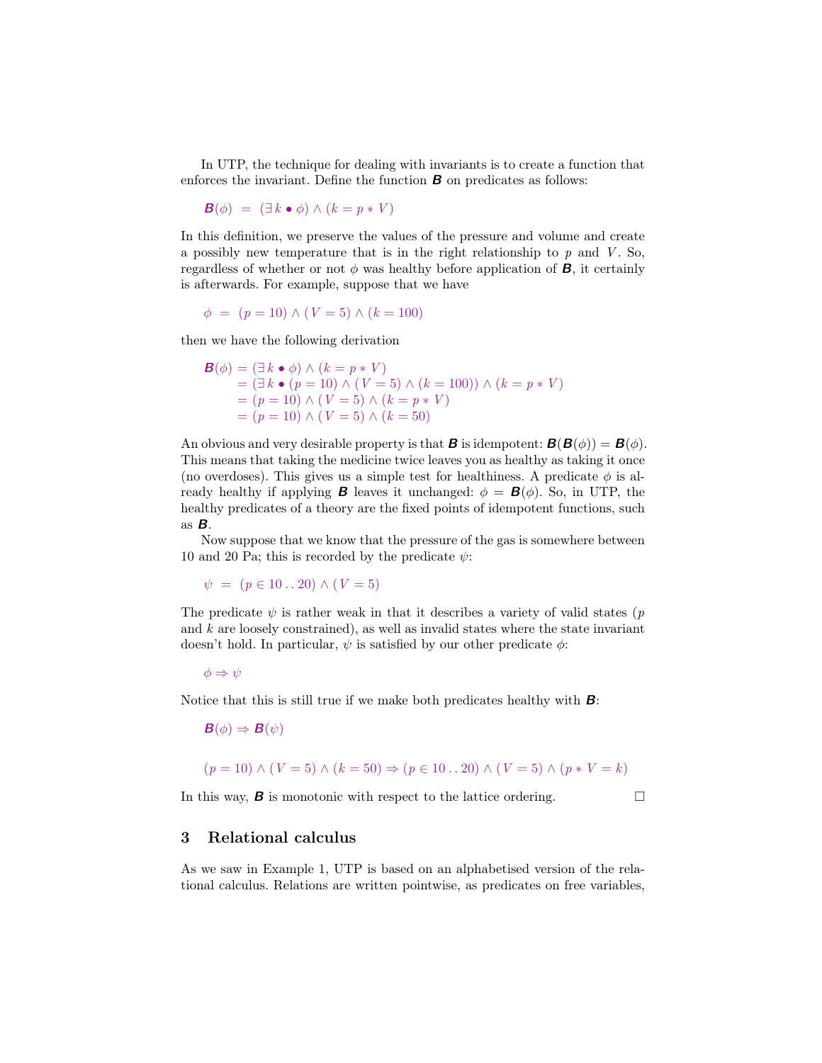In UTP, the technique for dealing with invariants is to create a function that enforces the invariant. Define the function $\boldsymbol{B}$ on predicates as follows:

$$\boldsymbol{B}(\phi) \;=\; (\exists\, k \bullet \phi) \wedge (k = p * V)$$

In this definition, we preserve the values of the pressure and volume and create a possibly new temperature that is in the right relationship to $p$ and $V$. So, regardless of whether or not $\phi$ was healthy before application of $\boldsymbol{B}$, it certainly is afterwards. For example, suppose that we have

$$\phi \;=\; (p = 10) \wedge (V = 5) \wedge (k = 100)$$

then we have the following derivation

$$\begin{aligned}
\boldsymbol{B}(\phi) &= (\exists\, k \bullet \phi) \wedge (k = p * V) \\
&= (\exists\, k \bullet (p = 10) \wedge (V = 5) \wedge (k = 100)) \wedge (k = p * V) \\
&= (p = 10) \wedge (V = 5) \wedge (k = p * V) \\
&= (p = 10) \wedge (V = 5) \wedge (k = 50)
\end{aligned}$$

An obvious and very desirable property is that $\boldsymbol{B}$ is idempotent: $\boldsymbol{B}(\boldsymbol{B}(\phi)) = \boldsymbol{B}(\phi)$. This means that taking the medicine twice leaves you as healthy as taking it once (no overdoses). This gives us a simple test for healthiness. A predicate $\phi$ is already healthy if applying $\boldsymbol{B}$ leaves it unchanged: $\phi = \boldsymbol{B}(\phi)$. So, in UTP, the healthy predicates of a theory are the fixed points of idempotent functions, such as $\boldsymbol{B}$.

Now suppose that we know that the pressure of the gas is somewhere between 10 and 20 Pa; this is recorded by the predicate $\psi$:

$$\psi \;=\; (p \in 10 \,..\, 20) \wedge (V = 5)$$

The predicate $\psi$ is rather weak in that it describes a variety of valid states ($p$ and $k$ are loosely constrained), as well as invalid states where the state invariant doesn't hold. In particular, $\psi$ is satisfied by our other predicate $\phi$:

$$\phi \Rightarrow \psi$$

Notice that this is still true if we make both predicates healthy with $\boldsymbol{B}$:

$$\boldsymbol{B}(\phi) \Rightarrow \boldsymbol{B}(\psi)$$

$$(p = 10) \wedge (V = 5) \wedge (k = 50) \Rightarrow (p \in 10 \,..\, 20) \wedge (V = 5) \wedge (p * V = k)$$

In this way, $\boldsymbol{B}$ is monotonic with respect to the lattice ordering. □

## 3 Relational calculus

As we saw in Example 1, UTP is based on an alphabetised version of the relational calculus. Relations are written pointwise, as predicates on free variables,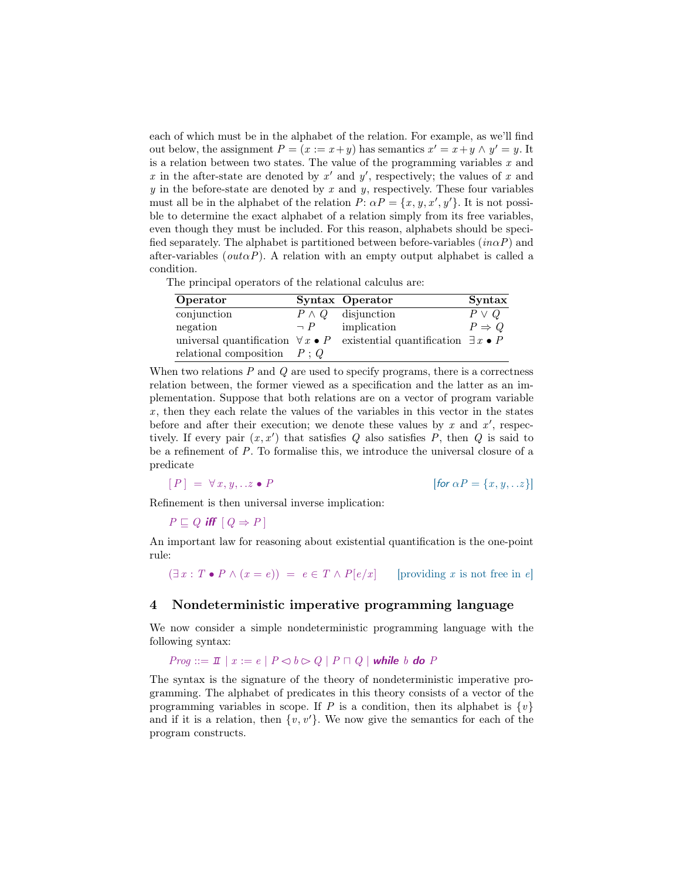each of which must be in the alphabet of the relation. For example, as we'll find out below, the assignment $P = (x := x + y)$ has semantics $x' = x + y \land y' = y$. It is a relation between two states. The value of the programming variables $x$ and $x$ in the after-state are denoted by $x'$ and $y'$, respectively; the values of $x$ and $y$ in the before-state are denoted by $x$ and $y$, respectively. These four variables must all be in the alphabet of the relation $P$: $\alpha P = \{x, y, x', y'\}$. It is not possible to determine the exact alphabet of a relation simply from its free variables, even though they must be included. For this reason, alphabets should be specified separately. The alphabet is partitioned between before-variables ($in\alpha P$) and after-variables ($out\alpha P$). A relation with an empty output alphabet is called a condition.

The principal operators of the relational calculus are:

| Operator | Syntax | Operator | Syntax |
|---|---|---|---|
| conjunction | $P \land Q$ | disjunction | $P \lor Q$ |
| negation | $\neg P$ | implication | $P \Rightarrow Q$ |
| universal quantification | $\forall x \bullet P$ | existential quantification | $\exists x \bullet P$ |
| relational composition | $P \, ; Q$ | | |

When two relations $P$ and $Q$ are used to specify programs, there is a correctness relation between, the former viewed as a specification and the latter as an implementation. Suppose that both relations are on a vector of program variable $x$, then they each relate the values of the variables in this vector in the states before and after their execution; we denote these values by $x$ and $x'$, respectively. If every pair $(x, x')$ that satisfies $Q$ also satisfies $P$, then $Q$ is said to be a refinement of $P$. To formalise this, we introduce the universal closure of a predicate

$$[\, P \,] \;=\; \forall x, y, ..z \bullet P \qquad [\textit{for } \alpha P = \{x, y, ..z\}]$$

Refinement is then universal inverse implication:

$$P \sqsubseteq Q \;\; \textbf{\textit{iff}} \;\; [\, Q \Rightarrow P \,]$$

An important law for reasoning about existential quantification is the one-point rule:

$$(\exists x : T \bullet P \land (x = e)) \;=\; e \in T \land P[e/x] \qquad [\text{providing } x \text{ is not free in } e]$$

## 4 Nondeterministic imperative programming language

We now consider a simple nondeterministic programming language with the following syntax:

$$\mathit{Prog} ::= I\!I \mid x := e \mid P \lhd b \rhd Q \mid P \sqcap Q \mid \textbf{\textit{while}} \; b \; \textbf{\textit{do}} \; P$$

The syntax is the signature of the theory of nondeterministic imperative programming. The alphabet of predicates in this theory consists of a vector of the programming variables in scope. If $P$ is a condition, then its alphabet is $\{v\}$ and if it is a relation, then $\{v, v'\}$. We now give the semantics for each of the program constructs.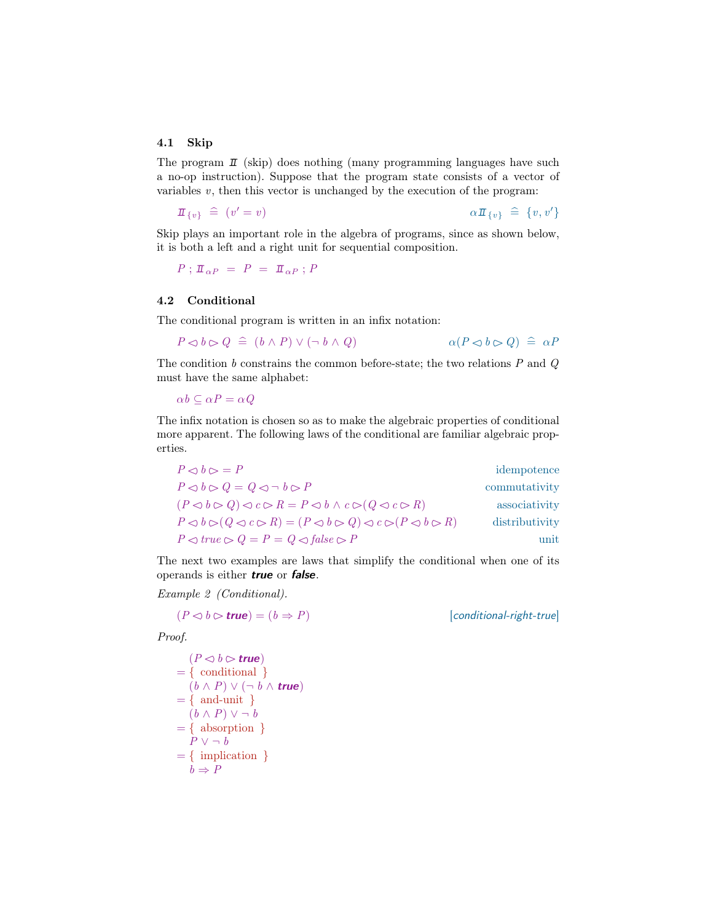### 4.1 Skip

The program $I\!I$ (skip) does nothing (many programming languages have such a no-op instruction). Suppose that the program state consists of a vector of variables $v$, then this vector is unchanged by the execution of the program:

$$I\!I_{\{v\}} \;\widehat{=}\; (v' = v) \qquad\qquad \alpha I\!I_{\{v\}} \;\widehat{=}\; \{v, v'\}$$

Skip plays an important role in the algebra of programs, since as shown below, it is both a left and a right unit for sequential composition.

$$P \,;\, I\!I_{\alpha P} \;=\; P \;=\; I\!I_{\alpha P} \,;\, P$$

### 4.2 Conditional

The conditional program is written in an infix notation:

$$P \lhd b \rhd Q \;\widehat{=}\; (b \wedge P) \vee (\neg\, b \wedge Q) \qquad\qquad \alpha(P \lhd b \rhd Q) \;\widehat{=}\; \alpha P$$

The condition $b$ constrains the common before-state; the two relations $P$ and $Q$ must have the same alphabet:

$$\alpha b \subseteq \alpha P = \alpha Q$$

The infix notation is chosen so as to make the algebraic properties of conditional more apparent. The following laws of the conditional are familiar algebraic properties.

$$P \lhd b \rhd = P \qquad \text{idempotence}$$

$$P \lhd b \rhd Q = Q \lhd \neg\, b \rhd P \qquad \text{commutativity}$$

$$(P \lhd b \rhd Q) \lhd c \rhd R = P \lhd b \wedge c \rhd (Q \lhd c \rhd R) \qquad \text{associativity}$$

$$P \lhd b \rhd (Q \lhd c \rhd R) = (P \lhd b \rhd Q) \lhd c \rhd (P \lhd b \rhd R) \qquad \text{distributivity}$$

$$P \lhd true \rhd Q = P = Q \lhd false \rhd P \qquad \text{unit}$$

The next two examples are laws that simplify the conditional when one of its operands is either ***true*** or ***false***.

*Example 2 (Conditional).*

$$(P \lhd b \rhd \textbf{\textit{true}}) = (b \Rightarrow P) \qquad [\textit{conditional-right-true}]$$

*Proof.*

$$
\begin{aligned}
& (P \lhd b \rhd \textbf{\textit{true}}) \\
= \{ & \text{ conditional } \} \\
& (b \wedge P) \vee (\neg\, b \wedge \textbf{\textit{true}}) \\
= \{ & \text{ and-unit } \} \\
& (b \wedge P) \vee \neg\, b \\
= \{ & \text{ absorption } \} \\
& P \vee \neg\, b \\
= \{ & \text{ implication } \} \\
& b \Rightarrow P
\end{aligned}
$$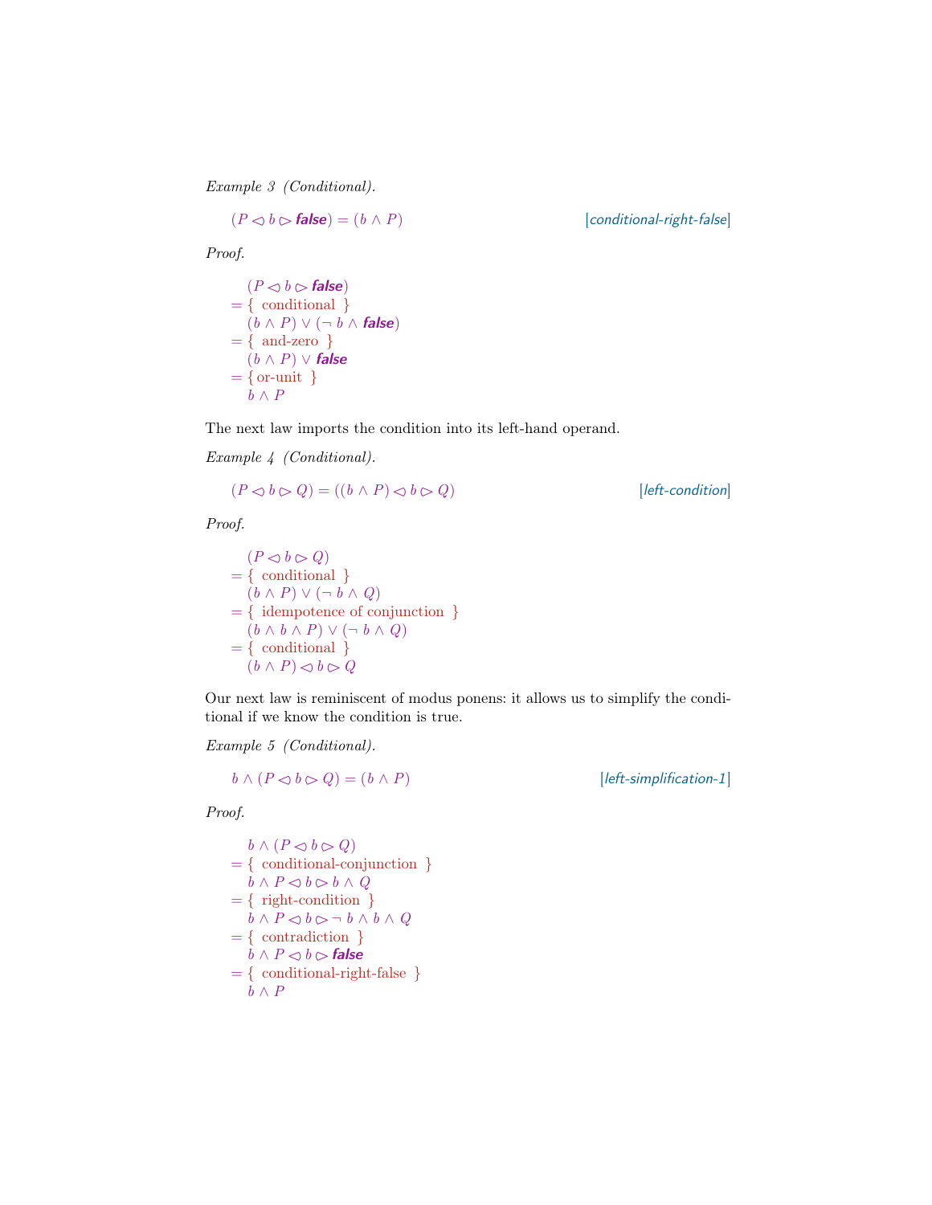*Example 3 (Conditional).*

$$(P \lhd b \rhd \textbf{\textit{false}}) = (b \land P) \qquad [\textit{conditional-right-false}]$$

*Proof.*

$$
\begin{aligned}
& (P \lhd b \rhd \textbf{\textit{false}}) \\
= & \{ \text{ conditional } \} \\
& (b \land P) \lor (\neg\, b \land \textbf{\textit{false}}) \\
= & \{ \text{ and-zero } \} \\
& (b \land P) \lor \textbf{\textit{false}} \\
= & \{ \text{or-unit } \} \\
& b \land P
\end{aligned}
$$

The next law imports the condition into its left-hand operand.

*Example 4 (Conditional).*

$$(P \lhd b \rhd Q) = ((b \land P) \lhd b \rhd Q) \qquad [\textit{left-condition}]$$

*Proof.*

$$
\begin{aligned}
& (P \lhd b \rhd Q) \\
= & \{ \text{ conditional } \} \\
& (b \land P) \lor (\neg\, b \land Q) \\
= & \{ \text{ idempotence of conjunction } \} \\
& (b \land b \land P) \lor (\neg\, b \land Q) \\
= & \{ \text{ conditional } \} \\
& (b \land P) \lhd b \rhd Q
\end{aligned}
$$

Our next law is reminiscent of modus ponens: it allows us to simplify the conditional if we know the condition is true.

*Example 5 (Conditional).*

$$b \land (P \lhd b \rhd Q) = (b \land P) \qquad [\textit{left-simplification-1}]$$

*Proof.*

$$
\begin{aligned}
& b \land (P \lhd b \rhd Q) \\
= & \{ \text{ conditional-conjunction } \} \\
& b \land P \lhd b \rhd b \land Q \\
= & \{ \text{ right-condition } \} \\
& b \land P \lhd b \rhd \neg\, b \land b \land Q \\
= & \{ \text{ contradiction } \} \\
& b \land P \lhd b \rhd \textbf{\textit{false}} \\
= & \{ \text{ conditional-right-false } \} \\
& b \land P
\end{aligned}
$$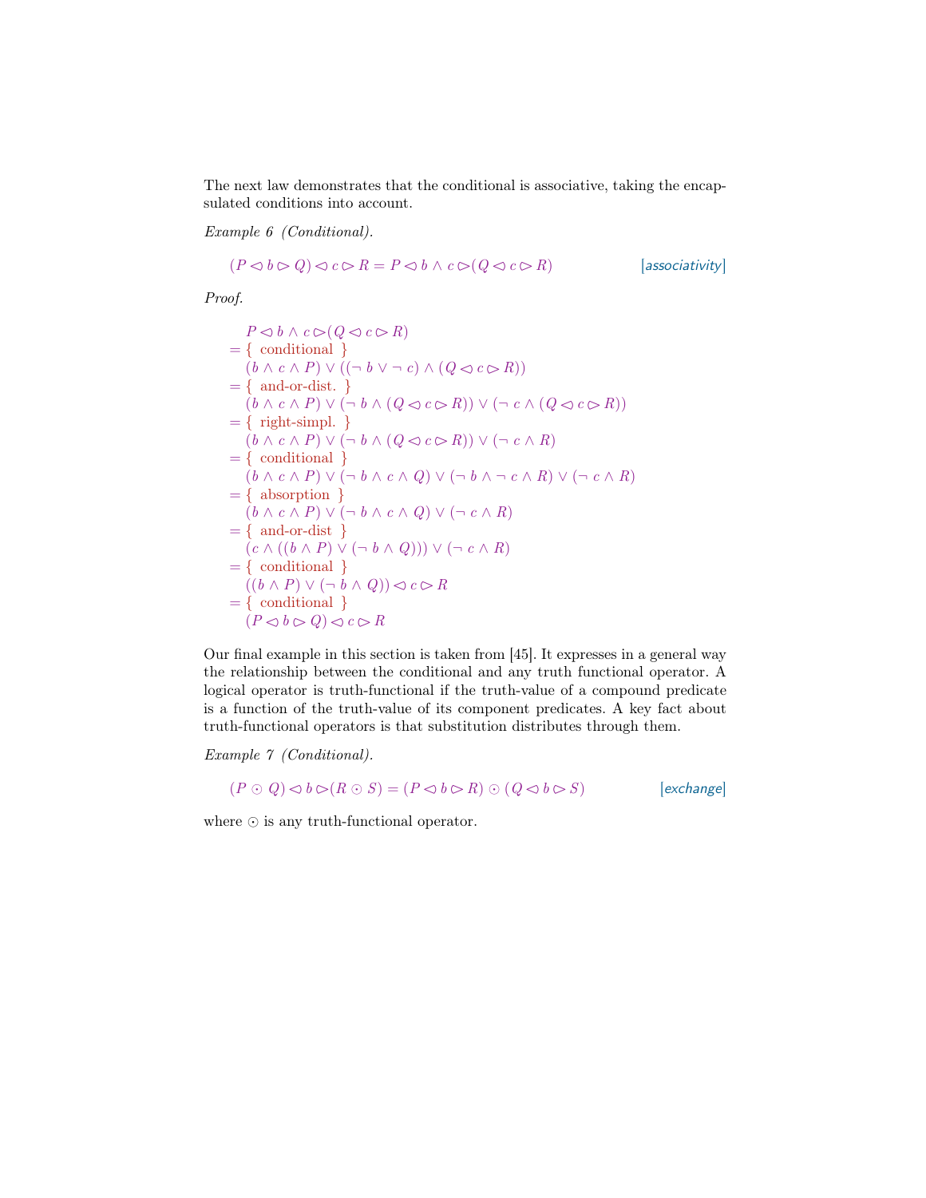The next law demonstrates that the conditional is associative, taking the encapsulated conditions into account.

*Example 6 (Conditional).*

$$(P \lhd b \rhd Q) \lhd c \rhd R = P \lhd b \land c \rhd (Q \lhd c \rhd R) \qquad [\textit{associativity}]$$

*Proof.*

$$
\begin{aligned}
& P \lhd b \land c \rhd (Q \lhd c \rhd R) \\
= & \{ \text{ conditional } \} \\
& (b \land c \land P) \lor ((\neg\, b \lor \neg\, c) \land (Q \lhd c \rhd R)) \\
= & \{ \text{ and-or-dist. } \} \\
& (b \land c \land P) \lor (\neg\, b \land (Q \lhd c \rhd R)) \lor (\neg\, c \land (Q \lhd c \rhd R)) \\
= & \{ \text{ right-simpl. } \} \\
& (b \land c \land P) \lor (\neg\, b \land (Q \lhd c \rhd R)) \lor (\neg\, c \land R) \\
= & \{ \text{ conditional } \} \\
& (b \land c \land P) \lor (\neg\, b \land c \land Q) \lor (\neg\, b \land \neg\, c \land R) \lor (\neg\, c \land R) \\
= & \{ \text{ absorption } \} \\
& (b \land c \land P) \lor (\neg\, b \land c \land Q) \lor (\neg\, c \land R) \\
= & \{ \text{ and-or-dist } \} \\
& (c \land ((b \land P) \lor (\neg\, b \land Q))) \lor (\neg\, c \land R) \\
= & \{ \text{ conditional } \} \\
& ((b \land P) \lor (\neg\, b \land Q)) \lhd c \rhd R \\
= & \{ \text{ conditional } \} \\
& (P \lhd b \rhd Q) \lhd c \rhd R
\end{aligned}
$$

Our final example in this section is taken from [45]. It expresses in a general way the relationship between the conditional and any truth functional operator. A logical operator is truth-functional if the truth-value of a compound predicate is a function of the truth-value of its component predicates. A key fact about truth-functional operators is that substitution distributes through them.

*Example 7 (Conditional).*

$$(P \odot Q) \lhd b \rhd (R \odot S) = (P \lhd b \rhd R) \odot (Q \lhd b \rhd S) \qquad [\textit{exchange}]$$

where $\odot$ is any truth-functional operator.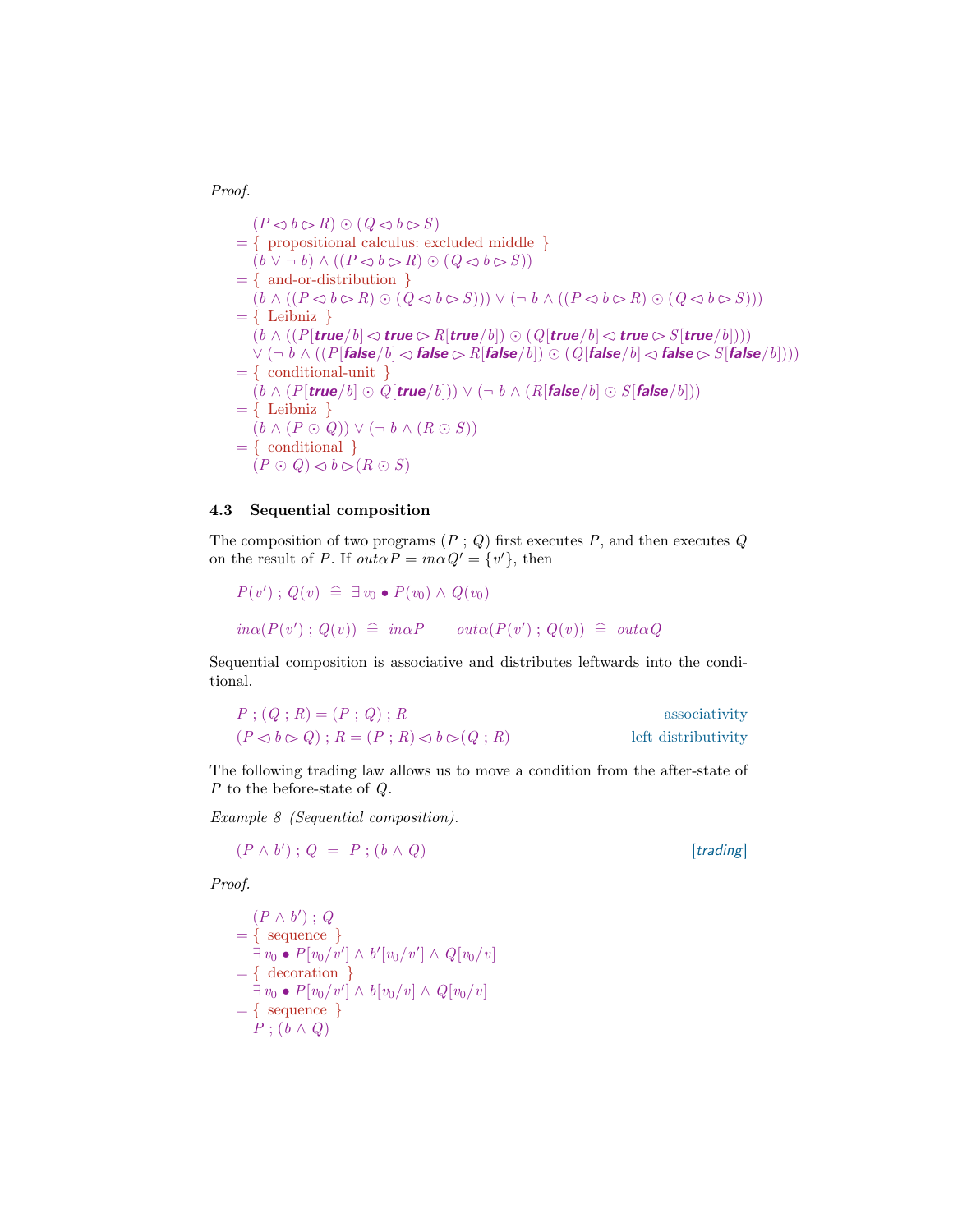*Proof.*

$$
\begin{aligned}
& (P \lhd b \rhd R) \odot (Q \lhd b \rhd S) \\
= \{ & \text{ propositional calculus: excluded middle } \} \\
& (b \lor \neg\, b) \land ((P \lhd b \rhd R) \odot (Q \lhd b \rhd S)) \\
= \{ & \text{ and-or-distribution } \} \\
& (b \land ((P \lhd b \rhd R) \odot (Q \lhd b \rhd S))) \lor (\neg\, b \land ((P \lhd b \rhd R) \odot (Q \lhd b \rhd S))) \\
= \{ & \text{ Leibniz } \} \\
& (b \land ((P[\textbf{true}/b] \lhd \textbf{true} \rhd R[\textbf{true}/b]) \odot (Q[\textbf{true}/b] \lhd \textbf{true} \rhd S[\textbf{true}/b]))) \\
& \lor (\neg\, b \land ((P[\textbf{false}/b] \lhd \textbf{false} \rhd R[\textbf{false}/b]) \odot (Q[\textbf{false}/b] \lhd \textbf{false} \rhd S[\textbf{false}/b]))) \\
= \{ & \text{ conditional-unit } \} \\
& (b \land (P[\textbf{true}/b] \odot Q[\textbf{true}/b])) \lor (\neg\, b \land (R[\textbf{false}/b] \odot S[\textbf{false}/b])) \\
= \{ & \text{ Leibniz } \} \\
& (b \land (P \odot Q)) \lor (\neg\, b \land (R \odot S)) \\
= \{ & \text{ conditional } \} \\
& (P \odot Q) \lhd b \rhd (R \odot S)
\end{aligned}
$$

### 4.3 Sequential composition

The composition of two programs $(P\,;\,Q)$ first executes $P$, and then executes $Q$ on the result of $P$. If $out\alpha P = in\alpha Q' = \{v'\}$, then

$$P(v')\,;\,Q(v) \;\mathrel{\widehat=}\; \exists\, v_0 \bullet P(v_0) \land Q(v_0)$$

$$in\alpha(P(v')\,;\,Q(v)) \;\mathrel{\widehat=}\; in\alpha P \qquad out\alpha(P(v')\,;\,Q(v)) \;\mathrel{\widehat=}\; out\alpha Q$$

Sequential composition is associative and distributes leftwards into the conditional.

$$P\,;\,(Q\,;\,R) = (P\,;\,Q)\,;\,R \qquad \text{associativity}$$

$$(P \lhd b \rhd Q)\,;\,R = (P\,;\,R) \lhd b \rhd (Q\,;\,R) \qquad \text{left distributivity}$$

The following trading law allows us to move a condition from the after-state of $P$ to the before-state of $Q$.

*Example 8 (Sequential composition).*

$$(P \land b')\,;\,Q \;=\; P\,;\,(b \land Q) \qquad [\textit{trading}]$$

*Proof.*

$$
\begin{aligned}
& (P \land b')\,;\,Q \\
= \{ & \text{ sequence } \} \\
& \exists\, v_0 \bullet P[v_0/v'] \land b'[v_0/v'] \land Q[v_0/v] \\
= \{ & \text{ decoration } \} \\
& \exists\, v_0 \bullet P[v_0/v'] \land b[v_0/v] \land Q[v_0/v] \\
= \{ & \text{ sequence } \} \\
& P\,;\,(b \land Q)
\end{aligned}
$$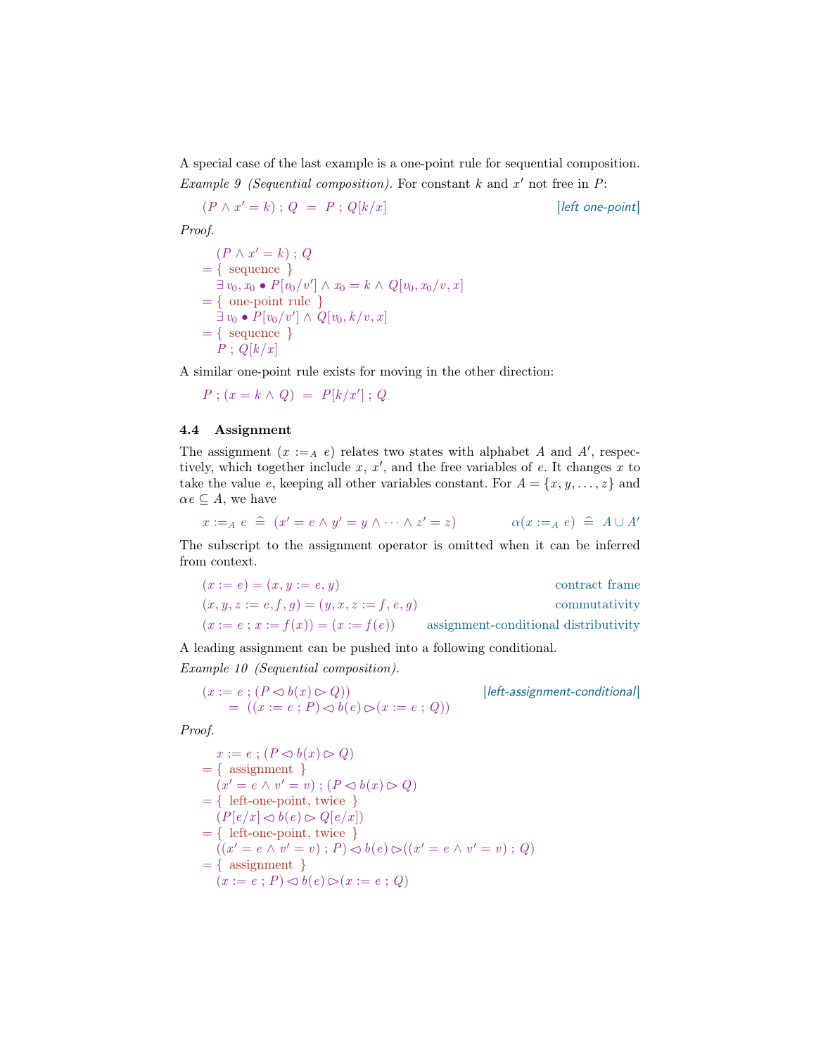A special case of the last example is a one-point rule for sequential composition.

*Example 9 (Sequential composition).* For constant $k$ and $x'$ not free in $P$:

$$(P \land x' = k) \mathbin{;} Q \;=\; P \mathbin{;} Q[k/x] \qquad [\textit{left one-point}]$$

*Proof.*

$$
\begin{aligned}
& (P \land x' = k) \mathbin{;} Q \\
={} & \{ \text{ sequence } \} \\
& \exists\, v_0, x_0 \bullet P[v_0/v'] \land x_0 = k \land Q[v_0, x_0/v, x] \\
={} & \{ \text{ one-point rule } \} \\
& \exists\, v_0 \bullet P[v_0/v'] \land Q[v_0, k/v, x] \\
={} & \{ \text{ sequence } \} \\
& P \mathbin{;} Q[k/x]
\end{aligned}
$$

A similar one-point rule exists for moving in the other direction:

$$P \mathbin{;} (x = k \land Q) \;=\; P[k/x'] \mathbin{;} Q$$

### 4.4 Assignment

The assignment $(x :=_A e)$ relates two states with alphabet $A$ and $A'$, respectively, which together include $x$, $x'$, and the free variables of $e$. It changes $x$ to take the value $e$, keeping all other variables constant. For $A = \{x, y, \ldots, z\}$ and $\alpha e \subseteq A$, we have

$$x :=_A e \;\widehat{=}\; (x' = e \land y' = y \land \cdots \land z' = z) \qquad \alpha(x :=_A e) \;\widehat{=}\; A \cup A'$$

The subscript to the assignment operator is omitted when it can be inferred from context.

$$(x := e) = (x, y := e, y) \qquad \text{contract frame}$$

$$(x, y, z := e, f, g) = (y, x, z := f, e, g) \qquad \text{commutativity}$$

$$(x := e \mathbin{;} x := f(x)) = (x := f(e)) \qquad \text{assignment-conditional distributivity}$$

A leading assignment can be pushed into a following conditional.

*Example 10 (Sequential composition).*

$$
\begin{aligned}
& (x := e \mathbin{;} (P \lhd b(x) \rhd Q)) \\
& \quad = \; ((x := e \mathbin{;} P) \lhd b(e) \rhd (x := e \mathbin{;} Q))
\end{aligned}
\qquad [\textit{left-assignment-conditional}]
$$

*Proof.*

$$
\begin{aligned}
& x := e \mathbin{;} (P \lhd b(x) \rhd Q) \\
={} & \{ \text{ assignment } \} \\
& (x' = e \land v' = v) \mathbin{;} (P \lhd b(x) \rhd Q) \\
={} & \{ \text{ left-one-point, twice } \} \\
& (P[e/x] \lhd b(e) \rhd Q[e/x]) \\
={} & \{ \text{ left-one-point, twice } \} \\
& ((x' = e \land v' = v) \mathbin{;} P) \lhd b(e) \rhd ((x' = e \land v' = v) \mathbin{;} Q) \\
={} & \{ \text{ assignment } \} \\
& (x := e \mathbin{;} P) \lhd b(e) \rhd (x := e \mathbin{;} Q)
\end{aligned}
$$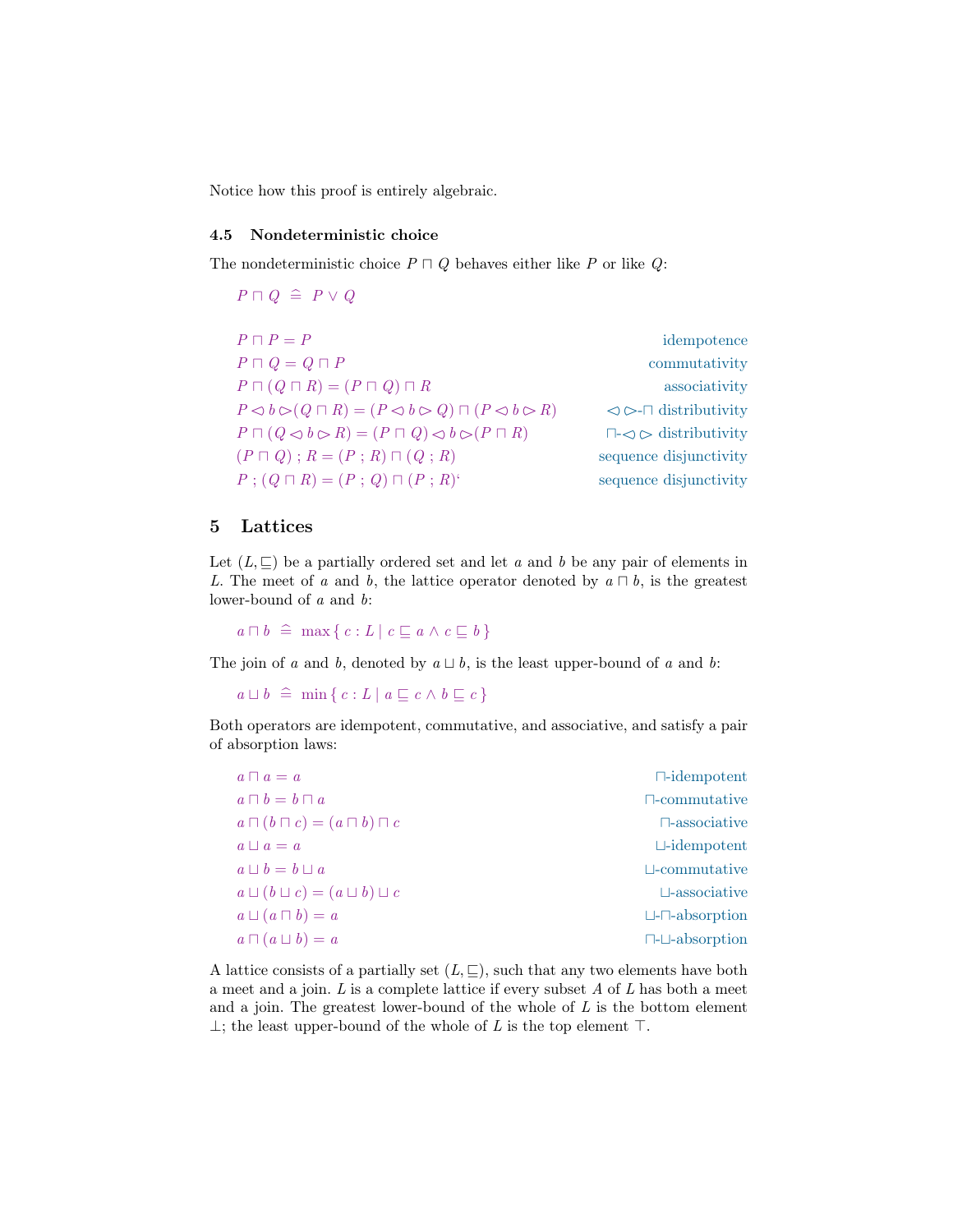Notice how this proof is entirely algebraic.

### 4.5 Nondeterministic choice

The nondeterministic choice $P \sqcap Q$ behaves either like $P$ or like $Q$:

$$P \sqcap Q \;\widehat{=}\; P \vee Q$$

| | |
|---|---|
| $P \sqcap P = P$ | idempotence |
| $P \sqcap Q = Q \sqcap P$ | commutativity |
| $P \sqcap (Q \sqcap R) = (P \sqcap Q) \sqcap R$ | associativity |
| $P \lhd b \rhd (Q \sqcap R) = (P \lhd b \rhd Q) \sqcap (P \lhd b \rhd R)$ | $\lhd\,\rhd$-$\sqcap$ distributivity |
| $P \sqcap (Q \lhd b \rhd R) = (P \sqcap Q) \lhd b \rhd (P \sqcap R)$ | $\sqcap$-$\lhd\,\rhd$ distributivity |
| $(P \sqcap Q) \,;\, R = (P \,;\, R) \sqcap (Q \,;\, R)$ | sequence disjunctivity |
| $P \,;\, (Q \sqcap R) = (P \,;\, Q) \sqcap (P \,;\, R)$‘ | sequence disjunctivity |

## 5 Lattices

Let $(L, \sqsubseteq)$ be a partially ordered set and let $a$ and $b$ be any pair of elements in $L$. The meet of $a$ and $b$, the lattice operator denoted by $a \sqcap b$, is the greatest lower-bound of $a$ and $b$:

$$a \sqcap b \;\widehat{=}\; \max \{\, c : L \mid c \sqsubseteq a \wedge c \sqsubseteq b \,\}$$

The join of $a$ and $b$, denoted by $a \sqcup b$, is the least upper-bound of $a$ and $b$:

$$a \sqcup b \;\widehat{=}\; \min \{\, c : L \mid a \sqsubseteq c \wedge b \sqsubseteq c \,\}$$

Both operators are idempotent, commutative, and associative, and satisfy a pair of absorption laws:

| | |
|---|---|
| $a \sqcap a = a$ | $\sqcap$-idempotent |
| $a \sqcap b = b \sqcap a$ | $\sqcap$-commutative |
| $a \sqcap (b \sqcap c) = (a \sqcap b) \sqcap c$ | $\sqcap$-associative |
| $a \sqcup a = a$ | $\sqcup$-idempotent |
| $a \sqcup b = b \sqcup a$ | $\sqcup$-commutative |
| $a \sqcup (b \sqcup c) = (a \sqcup b) \sqcup c$ | $\sqcup$-associative |
| $a \sqcup (a \sqcap b) = a$ | $\sqcup$-$\sqcap$-absorption |
| $a \sqcap (a \sqcup b) = a$ | $\sqcap$-$\sqcup$-absorption |

A lattice consists of a partially set $(L, \sqsubseteq)$, such that any two elements have both a meet and a join. $L$ is a complete lattice if every subset $A$ of $L$ has both a meet and a join. The greatest lower-bound of the whole of $L$ is the bottom element $\bot$; the least upper-bound of the whole of $L$ is the top element $\top$.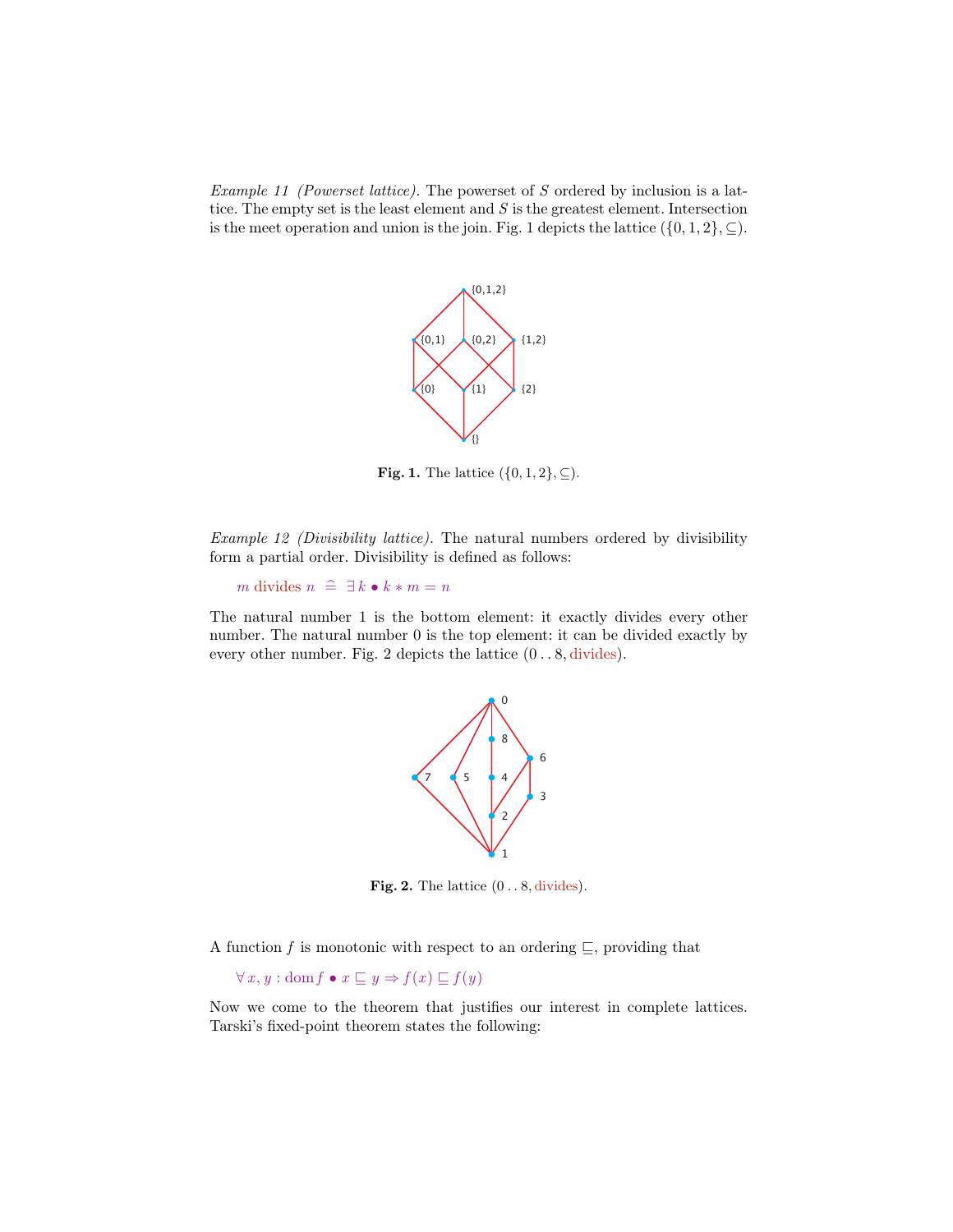*Example 11 (Powerset lattice).* The powerset of $S$ ordered by inclusion is a lattice. The empty set is the least element and $S$ is the greatest element. Intersection is the meet operation and union is the join. Fig. 1 depicts the lattice $(\{0, 1, 2\}, \subseteq)$.

**Fig. 1.** The lattice $(\{0, 1, 2\}, \subseteq)$.

*Example 12 (Divisibility lattice).* The natural numbers ordered by divisibility form a partial order. Divisibility is defined as follows:

$$m \text{ divides } n \;\widehat{=}\; \exists\, k \bullet k * m = n$$

The natural number 1 is the bottom element: it exactly divides every other number. The natural number 0 is the top element: it can be divided exactly by every other number. Fig. 2 depicts the lattice $(0 \mathinner{..} 8, \text{divides})$.

**Fig. 2.** The lattice $(0 \mathinner{..} 8, \text{divides})$.

A function $f$ is monotonic with respect to an ordering $\sqsubseteq$, providing that

$$\forall\, x, y : \operatorname{dom} f \bullet x \sqsubseteq y \Rightarrow f(x) \sqsubseteq f(y)$$

Now we come to the theorem that justifies our interest in complete lattices. Tarski's fixed-point theorem states the following: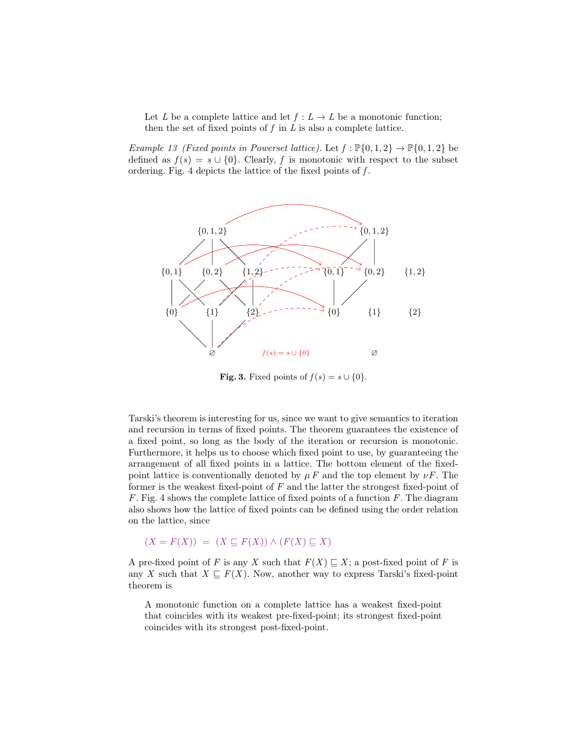> Let $L$ be a complete lattice and let $f : L \rightarrow L$ be a monotonic function; then the set of fixed points of $f$ in $L$ is also a complete lattice.

*Example 13 (Fixed points in Powerset lattice).* Let $f : \mathbb{P}\{0, 1, 2\} \rightarrow \mathbb{P}\{0, 1, 2\}$ be defined as $f(s) = s \cup \{0\}$. Clearly, $f$ is monotonic with respect to the subset ordering. Fig. 4 depicts the lattice of the fixed points of $f$.

**Fig. 3.** Fixed points of $f(s) = s \cup \{0\}$.

Tarski's theorem is interesting for us, since we want to give semantics to iteration and recursion in terms of fixed points. The theorem guarantees the existence of a fixed point, so long as the body of the iteration or recursion is monotonic. Furthermore, it helps us to choose which fixed point to use, by guaranteeing the arrangement of all fixed points in a lattice. The bottom element of the fixed-point lattice is conventionally denoted by $\mu F$ and the top element by $\nu F$. The former is the weakest fixed-point of $F$ and the latter the strongest fixed-point of $F$. Fig. 4 shows the complete lattice of fixed points of a function $F$. The diagram also shows how the lattice of fixed points can be defined using the order relation on the lattice, since

$$(X = F(X)) \;=\; (X \sqsubseteq F(X)) \wedge (F(X) \sqsubseteq X)$$

A pre-fixed point of $F$ is any $X$ such that $F(X) \sqsubseteq X$; a post-fixed point of $F$ is any $X$ such that $X \sqsubseteq F(X)$. Now, another way to express Tarski's fixed-point theorem is

> A monotonic function on a complete lattice has a weakest fixed-point that coincides with its weakest pre-fixed-point; its strongest fixed-point coincides with its strongest post-fixed-point.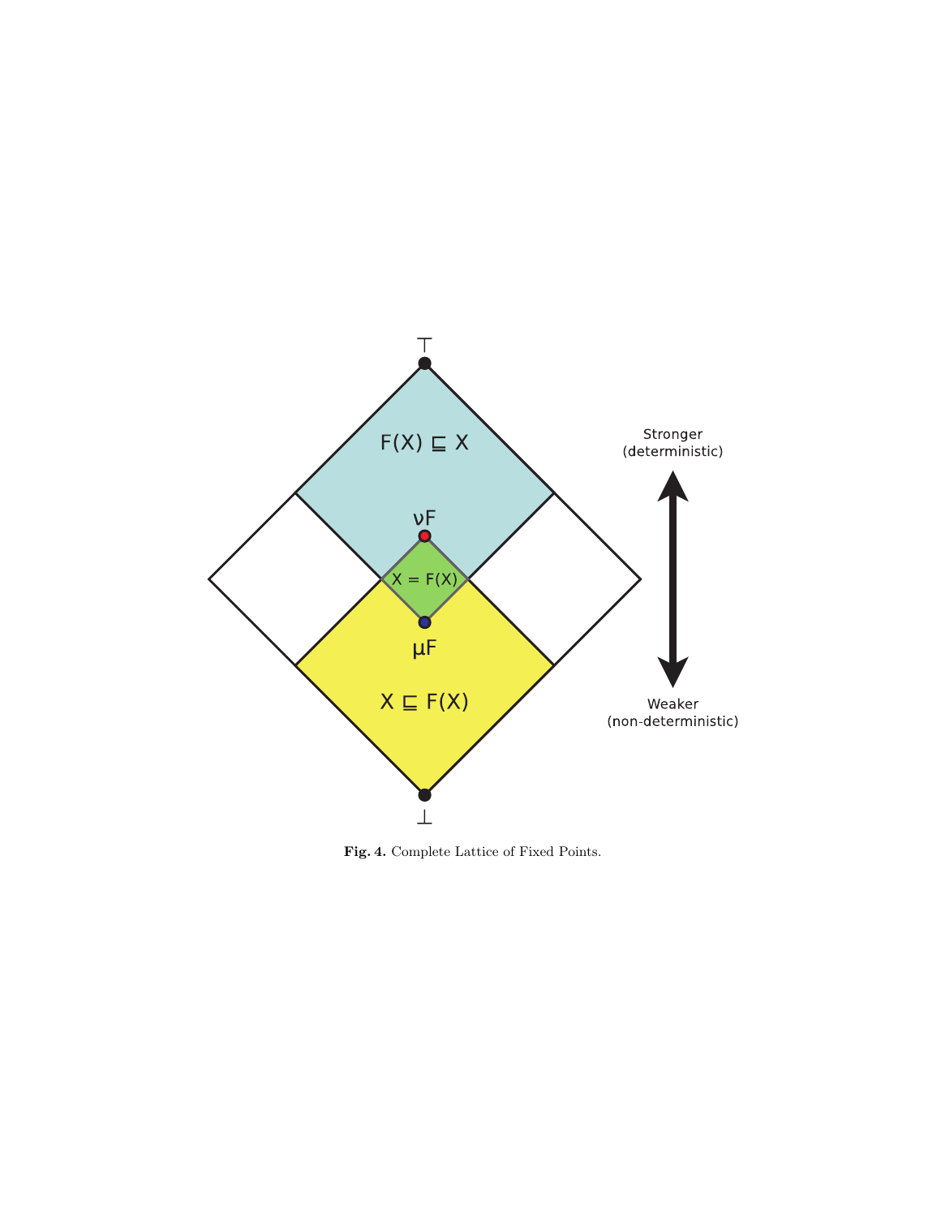**Fig. 4.** Complete Lattice of Fixed Points.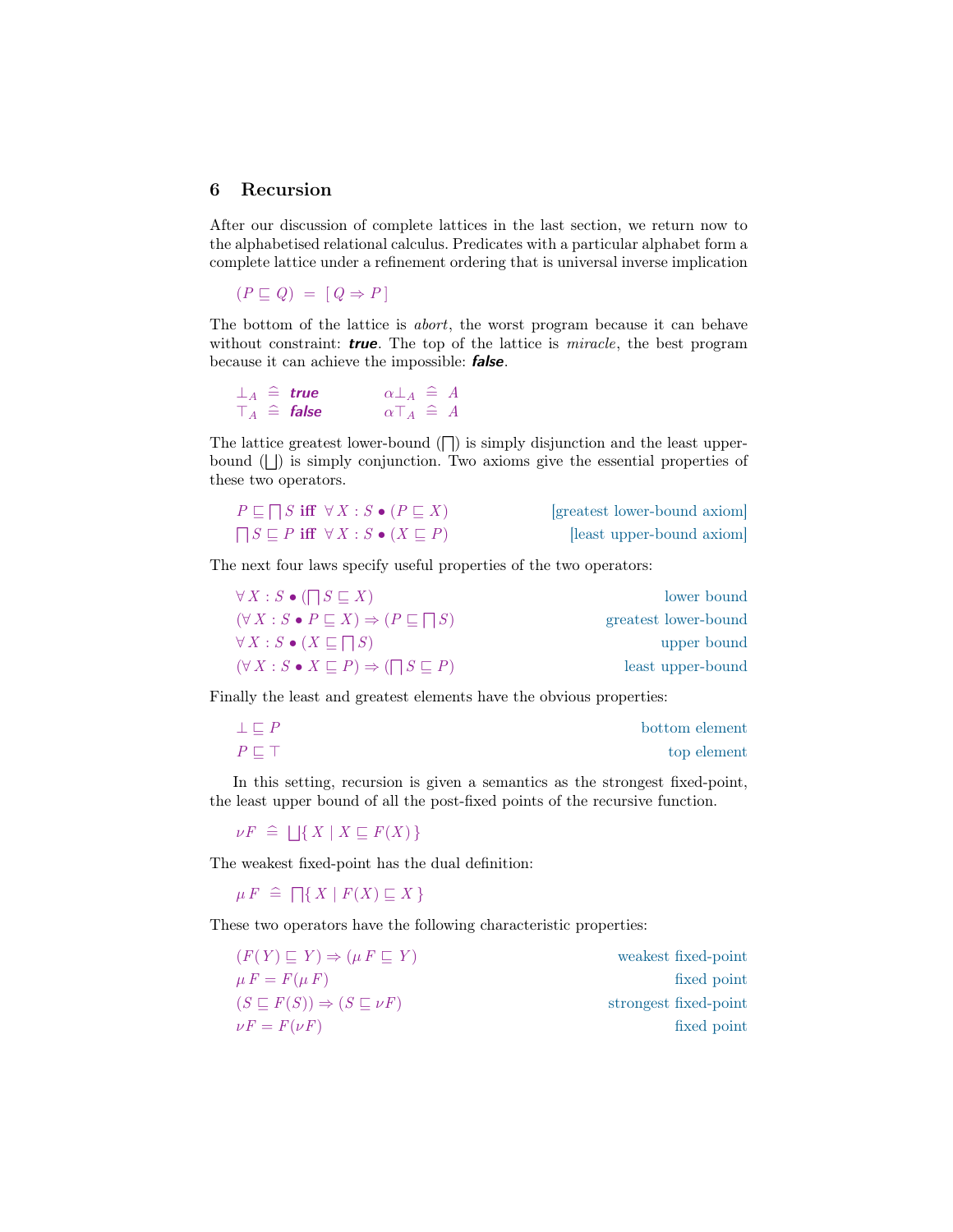## 6 Recursion

After our discussion of complete lattices in the last section, we return now to the alphabetised relational calculus. Predicates with a particular alphabet form a complete lattice under a refinement ordering that is universal inverse implication

$$(P \sqsubseteq Q) \ = \ [\, Q \Rightarrow P \,]$$

The bottom of the lattice is *abort*, the worst program because it can behave without constraint: ***true***. The top of the lattice is *miracle*, the best program because it can achieve the impossible: ***false***.

$$\bot_A \ \widehat{=} \ \textbf{true} \qquad \alpha\bot_A \ \widehat{=} \ A$$
$$\top_A \ \widehat{=} \ \textbf{false} \qquad \alpha\top_A \ \widehat{=} \ A$$

The lattice greatest lower-bound ($\bigsqcap$) is simply disjunction and the least upper-bound ($\bigsqcup$) is simply conjunction. Two axioms give the essential properties of these two operators.

$$P \sqsubseteq \bigsqcap S \ \textbf{iff} \ \forall X : S \bullet (P \sqsubseteq X) \qquad \text{[greatest lower-bound axiom]}$$
$$\bigsqcap S \sqsubseteq P \ \textbf{iff} \ \forall X : S \bullet (X \sqsubseteq P) \qquad \text{[least upper-bound axiom]}$$

The next four laws specify useful properties of the two operators:

$$\forall X : S \bullet (\bigsqcap S \sqsubseteq X) \qquad \text{lower bound}$$
$$(\forall X : S \bullet P \sqsubseteq X) \Rightarrow (P \sqsubseteq \bigsqcap S) \qquad \text{greatest lower-bound}$$
$$\forall X : S \bullet (X \sqsubseteq \bigsqcap S) \qquad \text{upper bound}$$
$$(\forall X : S \bullet X \sqsubseteq P) \Rightarrow (\bigsqcap S \sqsubseteq P) \qquad \text{least upper-bound}$$

Finally the least and greatest elements have the obvious properties:

$$\bot \sqsubseteq P \qquad \text{bottom element}$$
$$P \sqsubseteq \top \qquad \text{top element}$$

In this setting, recursion is given a semantics as the strongest fixed-point, the least upper bound of all the post-fixed points of the recursive function.

$$\nu F \ \widehat{=} \ \bigsqcup\{\, X \mid X \sqsubseteq F(X) \,\}$$

The weakest fixed-point has the dual definition:

$$\mu F \ \widehat{=} \ \bigsqcap\{\, X \mid F(X) \sqsubseteq X \,\}$$

These two operators have the following characteristic properties:

$$(F(Y) \sqsubseteq Y) \Rightarrow (\mu F \sqsubseteq Y) \qquad \text{weakest fixed-point}$$
$$\mu F = F(\mu F) \qquad \text{fixed point}$$
$$(S \sqsubseteq F(S)) \Rightarrow (S \sqsubseteq \nu F) \qquad \text{strongest fixed-point}$$
$$\nu F = F(\nu F) \qquad \text{fixed point}$$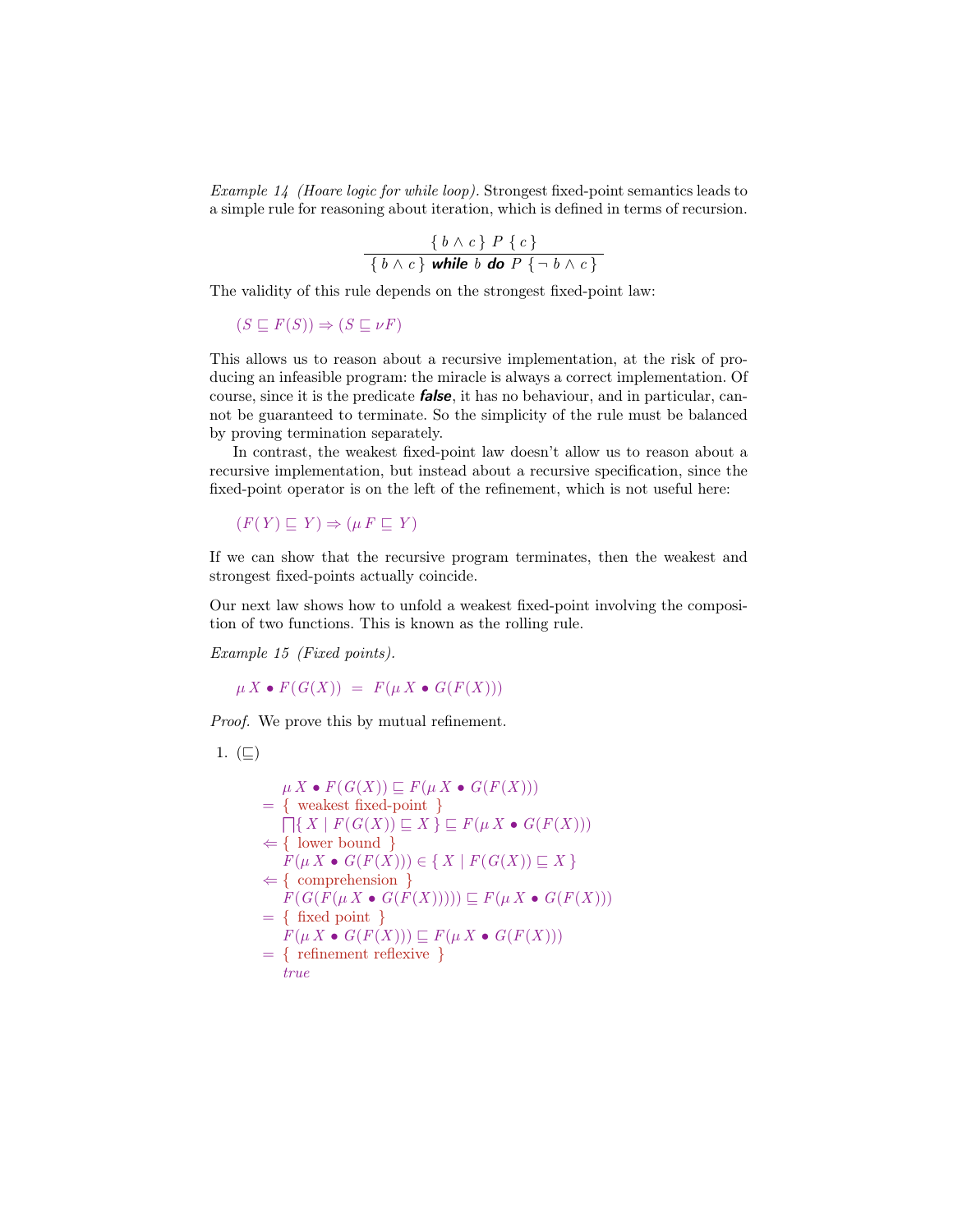*Example 14 (Hoare logic for while loop).* Strongest fixed-point semantics leads to a simple rule for reasoning about iteration, which is defined in terms of recursion.

$$\frac{\{\, b \land c \,\}\; P \;\{\, c \,\}}{\{\, b \land c \,\}\; \textbf{\textit{while}}\; b \;\textbf{\textit{do}}\; P \;\{\, \neg\, b \land c \,\}}$$

The validity of this rule depends on the strongest fixed-point law:

$$(S \sqsubseteq F(S)) \Rightarrow (S \sqsubseteq \nu F)$$

This allows us to reason about a recursive implementation, at the risk of producing an infeasible program: the miracle is always a correct implementation. Of course, since it is the predicate ***false***, it has no behaviour, and in particular, cannot be guaranteed to terminate. So the simplicity of the rule must be balanced by proving termination separately.

In contrast, the weakest fixed-point law doesn't allow us to reason about a recursive implementation, but instead about a recursive specification, since the fixed-point operator is on the left of the refinement, which is not useful here:

$$(F(Y) \sqsubseteq Y) \Rightarrow (\mu\, F \sqsubseteq Y)$$

If we can show that the recursive program terminates, then the weakest and strongest fixed-points actually coincide.

Our next law shows how to unfold a weakest fixed-point involving the composition of two functions. This is known as the rolling rule.

*Example 15 (Fixed points).*

$$\mu\, X \bullet F(G(X)) \;=\; F(\mu\, X \bullet G(F(X)))$$

*Proof.* We prove this by mutual refinement.

1. $(\sqsubseteq)$

$$
\begin{aligned}
& \mu\, X \bullet F(G(X)) \sqsubseteq F(\mu\, X \bullet G(F(X))) \\
=\; & \{\ \text{weakest fixed-point}\ \} \\
& \textstyle\bigsqcap\{\, X \mid F(G(X)) \sqsubseteq X \,\} \sqsubseteq F(\mu\, X \bullet G(F(X))) \\
\Leftarrow\; & \{\ \text{lower bound}\ \} \\
& F(\mu\, X \bullet G(F(X))) \in \{\, X \mid F(G(X)) \sqsubseteq X \,\} \\
\Leftarrow\; & \{\ \text{comprehension}\ \} \\
& F(G(F(\mu\, X \bullet G(F(X))))) \sqsubseteq F(\mu\, X \bullet G(F(X))) \\
=\; & \{\ \text{fixed point}\ \} \\
& F(\mu\, X \bullet G(F(X))) \sqsubseteq F(\mu\, X \bullet G(F(X))) \\
=\; & \{\ \text{refinement reflexive}\ \} \\
& \mathit{true}
\end{aligned}
$$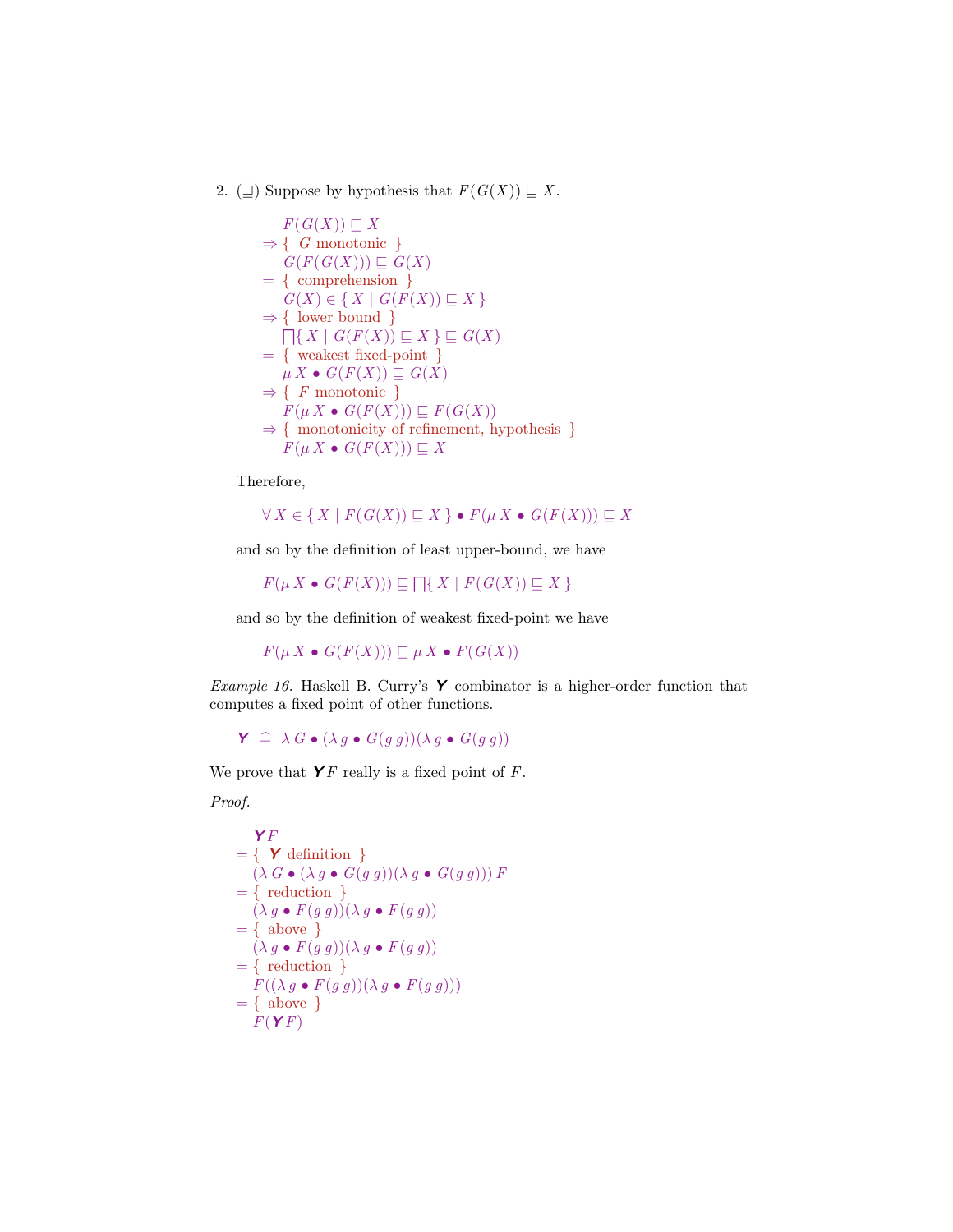2. ($\sqsupseteq$) Suppose by hypothesis that $F(G(X)) \sqsubseteq X$.

$$
\begin{array}{ll}
& F(G(X)) \sqsubseteq X \\
\Rightarrow & \{\ G \text{ monotonic }\} \\
& G(F(G(X))) \sqsubseteq G(X) \\
= & \{\ \text{comprehension }\} \\
& G(X) \in \{\, X \mid G(F(X)) \sqsubseteq X \,\} \\
\Rightarrow & \{\ \text{lower bound }\} \\
& \bigsqcap\{\, X \mid G(F(X)) \sqsubseteq X \,\} \sqsubseteq G(X) \\
= & \{\ \text{weakest fixed-point }\} \\
& \mu\, X \bullet G(F(X)) \sqsubseteq G(X) \\
\Rightarrow & \{\ F \text{ monotonic }\} \\
& F(\mu\, X \bullet G(F(X))) \sqsubseteq F(G(X)) \\
\Rightarrow & \{\ \text{monotonicity of refinement, hypothesis }\} \\
& F(\mu\, X \bullet G(F(X))) \sqsubseteq X
\end{array}
$$

Therefore,

$$\forall\, X \in \{\, X \mid F(G(X)) \sqsubseteq X \,\} \bullet F(\mu\, X \bullet G(F(X))) \sqsubseteq X$$

and so by the definition of least upper-bound, we have

$$F(\mu\, X \bullet G(F(X))) \sqsubseteq \bigsqcap\{\, X \mid F(G(X)) \sqsubseteq X \,\}$$

and so by the definition of weakest fixed-point we have

$$F(\mu\, X \bullet G(F(X))) \sqsubseteq \mu\, X \bullet F(G(X))$$

*Example 16.* Haskell B. Curry's $\boldsymbol{Y}$ combinator is a higher-order function that computes a fixed point of other functions.

$$\boldsymbol{Y} \ \widehat{=}\ \lambda\, G \bullet (\lambda\, g \bullet G(g\, g))(\lambda\, g \bullet G(g\, g))$$

We prove that $\boldsymbol{Y} F$ really is a fixed point of $F$.

*Proof.*

$$
\begin{array}{ll}
& \boldsymbol{Y} F \\
= & \{\ \boldsymbol{Y} \text{ definition }\} \\
& (\lambda\, G \bullet (\lambda\, g \bullet G(g\, g))(\lambda\, g \bullet G(g\, g)))\, F \\
= & \{\ \text{reduction }\} \\
& (\lambda\, g \bullet F(g\, g))(\lambda\, g \bullet F(g\, g)) \\
= & \{\ \text{above }\} \\
& (\lambda\, g \bullet F(g\, g))(\lambda\, g \bullet F(g\, g)) \\
= & \{\ \text{reduction }\} \\
& F((\lambda\, g \bullet F(g\, g))(\lambda\, g \bullet F(g\, g))) \\
= & \{\ \text{above }\} \\
& F(\boldsymbol{Y} F)
\end{array}
$$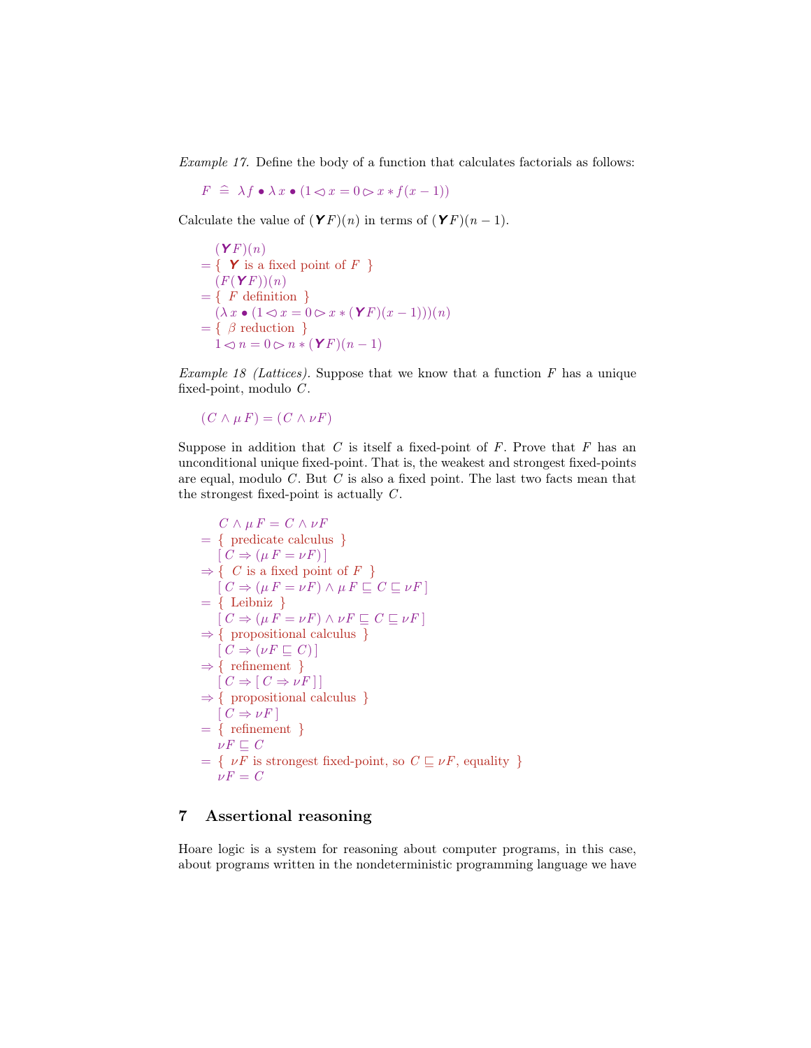*Example 17.* Define the body of a function that calculates factorials as follows:

$$F \;\widehat{=}\; \lambda f \bullet \lambda x \bullet (1 \lhd x = 0 \rhd x * f(x-1))$$

Calculate the value of $(\boldsymbol{Y} F)(n)$ in terms of $(\boldsymbol{Y} F)(n-1)$.

$$
\begin{aligned}
& (\boldsymbol{Y} F)(n) \\
= & \;\{\; \boldsymbol{Y} \text{ is a fixed point of } F \;\} \\
& (F(\boldsymbol{Y} F))(n) \\
= & \;\{\; F \text{ definition } \} \\
& (\lambda x \bullet (1 \lhd x = 0 \rhd x * (\boldsymbol{Y} F)(x-1)))(n) \\
= & \;\{\; \beta \text{ reduction } \} \\
& 1 \lhd n = 0 \rhd n * (\boldsymbol{Y} F)(n-1)
\end{aligned}
$$

*Example 18 (Lattices).* Suppose that we know that a function $F$ has a unique fixed-point, modulo $C$.

$$(C \wedge \mu F) = (C \wedge \nu F)$$

Suppose in addition that $C$ is itself a fixed-point of $F$. Prove that $F$ has an unconditional unique fixed-point. That is, the weakest and strongest fixed-points are equal, modulo $C$. But $C$ is also a fixed point. The last two facts mean that the strongest fixed-point is actually $C$.

$$
\begin{aligned}
& C \wedge \mu F = C \wedge \nu F \\
= & \;\{\; \text{predicate calculus } \} \\
& [\, C \Rightarrow (\mu F = \nu F) \,] \\
\Rightarrow & \;\{\; C \text{ is a fixed point of } F \;\} \\
& [\, C \Rightarrow (\mu F = \nu F) \wedge \mu F \sqsubseteq C \sqsubseteq \nu F \,] \\
= & \;\{\; \text{Leibniz } \} \\
& [\, C \Rightarrow (\mu F = \nu F) \wedge \nu F \sqsubseteq C \sqsubseteq \nu F \,] \\
\Rightarrow & \;\{\; \text{propositional calculus } \} \\
& [\, C \Rightarrow (\nu F \sqsubseteq C) \,] \\
\Rightarrow & \;\{\; \text{refinement } \} \\
& [\, C \Rightarrow [\, C \Rightarrow \nu F \,] \,] \\
\Rightarrow & \;\{\; \text{propositional calculus } \} \\
& [\, C \Rightarrow \nu F \,] \\
= & \;\{\; \text{refinement } \} \\
& \nu F \sqsubseteq C \\
= & \;\{\; \nu F \text{ is strongest fixed-point, so } C \sqsubseteq \nu F, \text{ equality } \} \\
& \nu F = C
\end{aligned}
$$

## 7 Assertional reasoning

Hoare logic is a system for reasoning about computer programs, in this case, about programs written in the nondeterministic programming language we have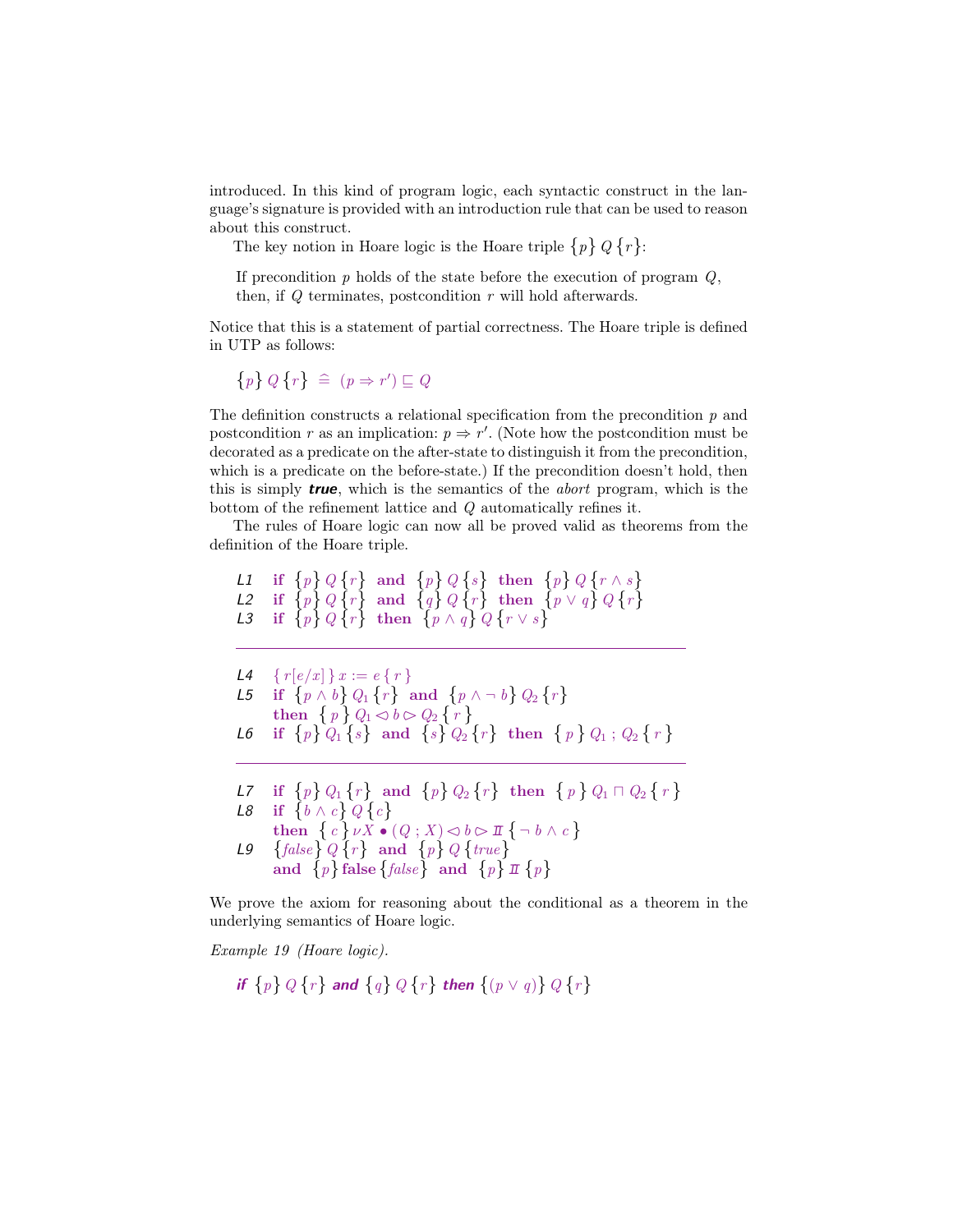introduced. In this kind of program logic, each syntactic construct in the language's signature is provided with an introduction rule that can be used to reason about this construct.

The key notion in Hoare logic is the Hoare triple $\{p\}\, Q\, \{r\}$:

> If precondition $p$ holds of the state before the execution of program $Q$, then, if $Q$ terminates, postcondition $r$ will hold afterwards.

Notice that this is a statement of partial correctness. The Hoare triple is defined in UTP as follows:

$$\{p\}\, Q\, \{r\} \;\widehat{=}\; (p \Rightarrow r') \sqsubseteq Q$$

The definition constructs a relational specification from the precondition $p$ and postcondition $r$ as an implication: $p \Rightarrow r'$. (Note how the postcondition must be decorated as a predicate on the after-state to distinguish it from the precondition, which is a predicate on the before-state.) If the precondition doesn't hold, then this is simply ***true***, which is the semantics of the *abort* program, which is the bottom of the refinement lattice and $Q$ automatically refines it.

The rules of Hoare logic can now all be proved valid as theorems from the definition of the Hoare triple.

*L1* **if** $\{p\}\, Q\, \{r\}$ **and** $\{p\}\, Q\, \{s\}$ **then** $\{p\}\, Q\, \{r \wedge s\}$
*L2* **if** $\{p\}\, Q\, \{r\}$ **and** $\{q\}\, Q\, \{r\}$ **then** $\{p \vee q\}\, Q\, \{r\}$
*L3* **if** $\{p\}\, Q\, \{r\}$ **then** $\{p \wedge q\}\, Q\, \{r \vee s\}$

---

*L4* $\{\, r[e/x]\,\}\, x := e\, \{\, r\,\}$
*L5* **if** $\{p \wedge b\}\, Q_1\, \{r\}$ **and** $\{p \wedge \neg\, b\}\, Q_2\, \{r\}$
**then** $\{\, p\,\}\, Q_1 \lhd b \rhd Q_2\, \{\, r\,\}$
*L6* **if** $\{p\}\, Q_1\, \{s\}$ **and** $\{s\}\, Q_2\, \{r\}$ **then** $\{\, p\,\}\, Q_1\, ;\, Q_2\, \{\, r\,\}$

---

*L7* **if** $\{p\}\, Q_1\, \{r\}$ **and** $\{p\}\, Q_2\, \{r\}$ **then** $\{\, p\,\}\, Q_1 \sqcap Q_2\, \{\, r\,\}$
*L8* **if** $\{b \wedge c\}\, Q\, \{c\}$
**then** $\{\, c\,\}\, \nu X \bullet (Q\, ;\, X) \lhd b \rhd I\!I\, \{\neg\, b \wedge c\,\}$
*L9* $\{\mathit{false}\}\, Q\, \{r\}$ **and** $\{p\}\, Q\, \{\mathit{true}\}$
**and** $\{p\}\, \textbf{false}\, \{\mathit{false}\}$ **and** $\{p\}\, I\!I\, \{p\}$

We prove the axiom for reasoning about the conditional as a theorem in the underlying semantics of Hoare logic.

*Example 19 (Hoare logic).*

***if*** $\{p\}\, Q\, \{r\}$ ***and*** $\{q\}\, Q\, \{r\}$ ***then*** $\{(p \vee q)\}\, Q\, \{r\}$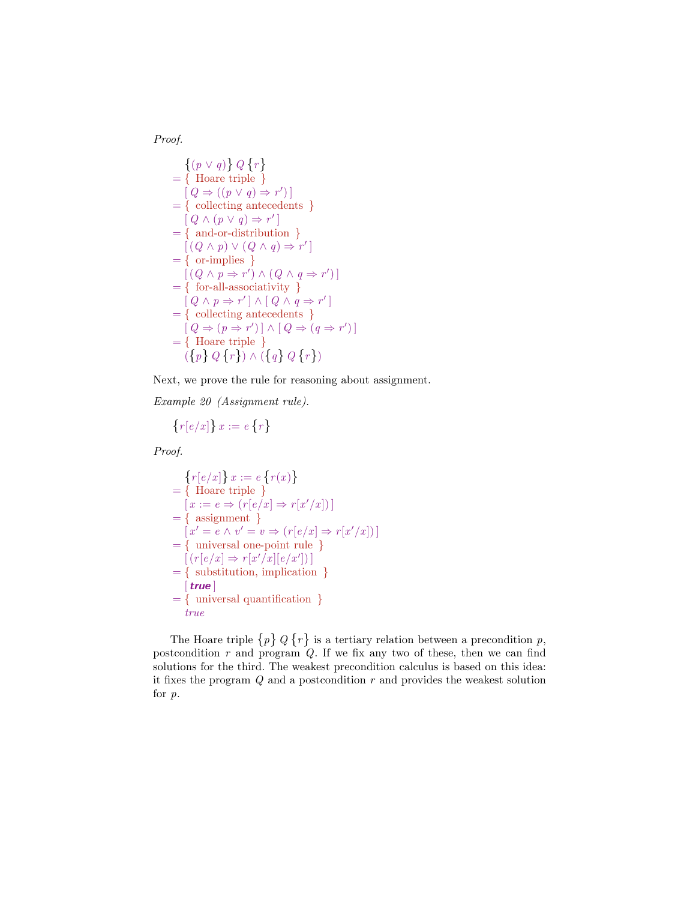*Proof.*

$$
\begin{aligned}
& \big\{(p \lor q)\big\}\ Q\ \big\{r\big\} \\
= & \ \{ \text{ Hoare triple } \} \\
& [\, Q \Rightarrow ((p \lor q) \Rightarrow r') \,] \\
= & \ \{ \text{ collecting antecedents } \} \\
& [\, Q \land (p \lor q) \Rightarrow r' \,] \\
= & \ \{ \text{ and-or-distribution } \} \\
& [\, (Q \land p) \lor (Q \land q) \Rightarrow r' \,] \\
= & \ \{ \text{ or-implies } \} \\
& [\, (Q \land p \Rightarrow r') \land (Q \land q \Rightarrow r') \,] \\
= & \ \{ \text{ for-all-associativity } \} \\
& [\, Q \land p \Rightarrow r' \,] \land [\, Q \land q \Rightarrow r' \,] \\
= & \ \{ \text{ collecting antecedents } \} \\
& [\, Q \Rightarrow (p \Rightarrow r') \,] \land [\, Q \Rightarrow (q \Rightarrow r') \,] \\
= & \ \{ \text{ Hoare triple } \} \\
& (\big\{p\big\}\ Q\ \big\{r\big\}) \land (\big\{q\big\}\ Q\ \big\{r\big\})
\end{aligned}
$$

Next, we prove the rule for reasoning about assignment.

*Example 20 (Assignment rule).*

$$\big\{r[e/x]\big\}\ x := e\ \big\{r\big\}$$

*Proof.*

$$
\begin{aligned}
& \big\{r[e/x]\big\}\ x := e\ \big\{r(x)\big\} \\
= & \ \{ \text{ Hoare triple } \} \\
& [\, x := e \Rightarrow (r[e/x] \Rightarrow r[x'/x]) \,] \\
= & \ \{ \text{ assignment } \} \\
& [\, x' = e \land v' = v \Rightarrow (r[e/x] \Rightarrow r[x'/x]) \,] \\
= & \ \{ \text{ universal one-point rule } \} \\
& [\, (r[e/x] \Rightarrow r[x'/x][e/x']) \,] \\
= & \ \{ \text{ substitution, implication } \} \\
& [\, \textbf{\textit{true}} \,] \\
= & \ \{ \text{ universal quantification } \} \\
& \textit{true}
\end{aligned}
$$

The Hoare triple $\{p\}\ Q\ \{r\}$ is a tertiary relation between a precondition $p$, postcondition $r$ and program $Q$. If we fix any two of these, then we can find solutions for the third. The weakest precondition calculus is based on this idea: it fixes the program $Q$ and a postcondition $r$ and provides the weakest solution for $p$.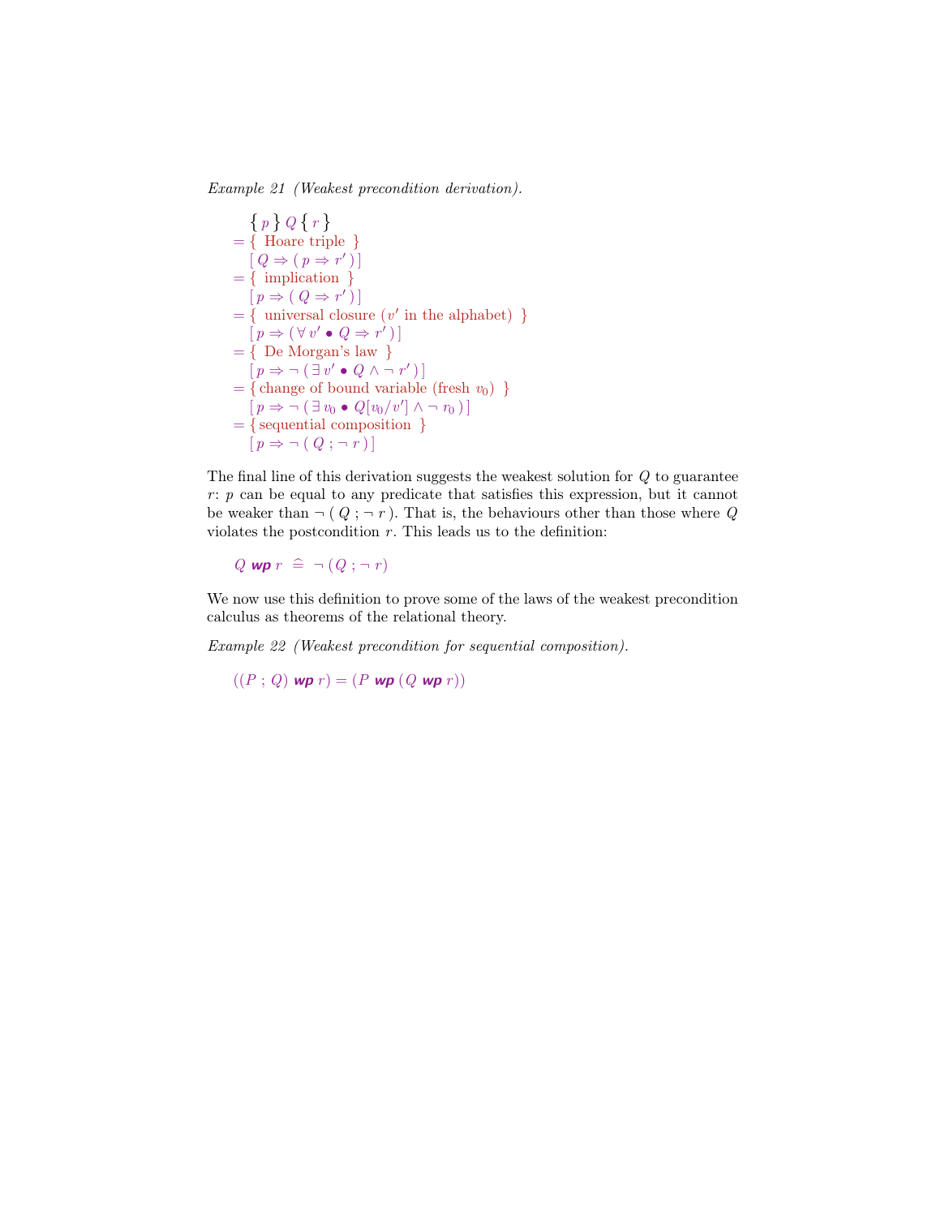*Example 21 (Weakest precondition derivation).*

$$
\begin{array}{l}
\quad \{\, p \,\}\, Q \,\{\, r \,\} \\
= \{\ \text{Hoare triple}\ \} \\
\quad [\, Q \Rightarrow (\, p \Rightarrow r' \,) \,] \\
= \{\ \text{implication}\ \} \\
\quad [\, p \Rightarrow (\, Q \Rightarrow r' \,) \,] \\
= \{\ \text{universal closure } (v' \text{ in the alphabet})\ \} \\
\quad [\, p \Rightarrow (\, \forall\, v' \bullet Q \Rightarrow r' \,) \,] \\
= \{\ \text{De Morgan's law}\ \} \\
\quad [\, p \Rightarrow \neg\, (\, \exists\, v' \bullet Q \wedge \neg\, r' \,) \,] \\
= \{\ \text{change of bound variable (fresh } v_0)\ \} \\
\quad [\, p \Rightarrow \neg\, (\, \exists\, v_0 \bullet Q[v_0/v'] \wedge \neg\, r_0 \,) \,] \\
= \{\ \text{sequential composition}\ \} \\
\quad [\, p \Rightarrow \neg\, (\, Q \,;\, \neg\, r \,) \,]
\end{array}
$$

The final line of this derivation suggests the weakest solution for $Q$ to guarantee $r$: $p$ can be equal to any predicate that satisfies this expression, but it cannot be weaker than $\neg\, (\, Q \,;\, \neg\, r\,)$. That is, the behaviours other than those where $Q$ violates the postcondition $r$. This leads us to the definition:

$$Q \ \textbf{\textit{wp}}\ r \ \widehat{=}\ \neg\, (Q \,;\, \neg\, r)$$

We now use this definition to prove some of the laws of the weakest precondition calculus as theorems of the relational theory.

*Example 22 (Weakest precondition for sequential composition).*

$$((P \,;\, Q)\ \textbf{\textit{wp}}\ r) = (P\ \textbf{\textit{wp}}\ (Q\ \textbf{\textit{wp}}\ r))$$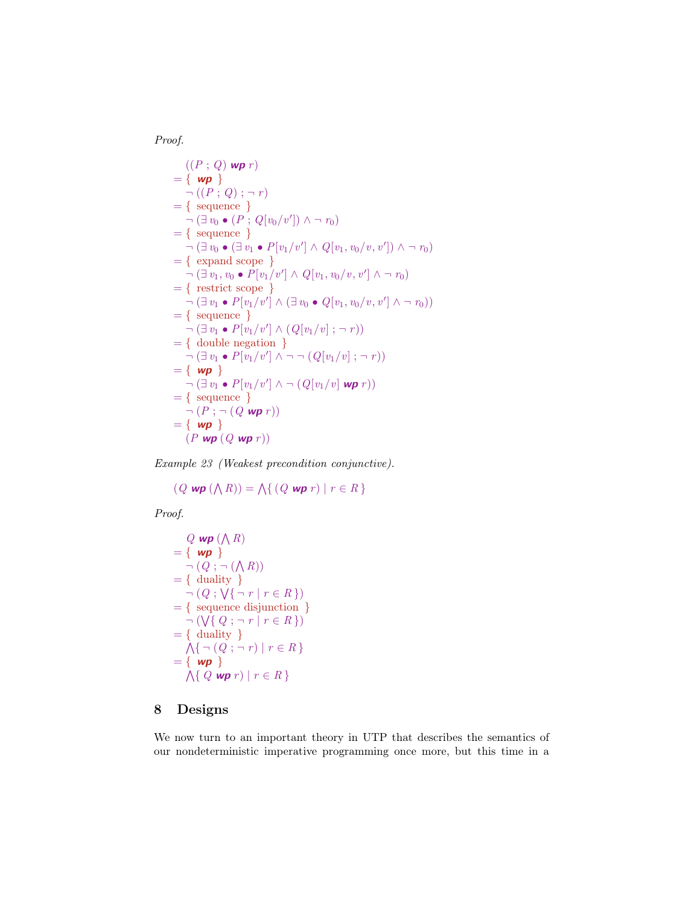*Proof.*

$$
\begin{aligned}
& ((P \,;\, Q) \;\textbf{\textit{wp}}\; r) \\
= \{ & \;\textbf{\textit{wp}}\; \} \\
& \neg\,((P \,;\, Q) \,;\, \neg\, r) \\
= \{ & \text{ sequence } \} \\
& \neg\,(\exists\, v_0 \bullet (P \,;\, Q[v_0/v']) \land \neg\, r_0) \\
= \{ & \text{ sequence } \} \\
& \neg\,(\exists\, v_0 \bullet (\exists\, v_1 \bullet P[v_1/v'] \land Q[v_1, v_0/v, v']) \land \neg\, r_0) \\
= \{ & \text{ expand scope } \} \\
& \neg\,(\exists\, v_1, v_0 \bullet P[v_1/v'] \land Q[v_1, v_0/v, v'] \land \neg\, r_0) \\
= \{ & \text{ restrict scope } \} \\
& \neg\,(\exists\, v_1 \bullet P[v_1/v'] \land (\exists\, v_0 \bullet Q[v_1, v_0/v, v'] \land \neg\, r_0)) \\
= \{ & \text{ sequence } \} \\
& \neg\,(\exists\, v_1 \bullet P[v_1/v'] \land (Q[v_1/v] \,;\, \neg\, r)) \\
= \{ & \text{ double negation } \} \\
& \neg\,(\exists\, v_1 \bullet P[v_1/v'] \land \neg\,\neg\,(Q[v_1/v] \,;\, \neg\, r)) \\
= \{ & \;\textbf{\textit{wp}}\; \} \\
& \neg\,(\exists\, v_1 \bullet P[v_1/v'] \land \neg\,(Q[v_1/v] \;\textbf{\textit{wp}}\; r)) \\
= \{ & \text{ sequence } \} \\
& \neg\,(P \,;\, \neg\,(Q \;\textbf{\textit{wp}}\; r)) \\
= \{ & \;\textbf{\textit{wp}}\; \} \\
& (P \;\textbf{\textit{wp}}\; (Q \;\textbf{\textit{wp}}\; r))
\end{aligned}
$$

*Example 23 (Weakest precondition conjunctive).*

$$
(Q \;\textbf{\textit{wp}}\; (\textstyle\bigwedge R)) = \textstyle\bigwedge\{\, (Q \;\textbf{\textit{wp}}\; r) \mid r \in R \,\}
$$

*Proof.*

$$
\begin{aligned}
& Q \;\textbf{\textit{wp}}\; (\textstyle\bigwedge R) \\
= \{ & \;\textbf{\textit{wp}}\; \} \\
& \neg\,(Q \,;\, \neg\,(\textstyle\bigwedge R)) \\
= \{ & \text{ duality } \} \\
& \neg\,(Q \,;\, \textstyle\bigvee\{\, \neg\, r \mid r \in R \,\}) \\
= \{ & \text{ sequence disjunction } \} \\
& \neg\,(\textstyle\bigvee\{\, Q \,;\, \neg\, r \mid r \in R \,\}) \\
= \{ & \text{ duality } \} \\
& \textstyle\bigwedge\{\, \neg\,(Q \,;\, \neg\, r) \mid r \in R \,\} \\
= \{ & \;\textbf{\textit{wp}}\; \} \\
& \textstyle\bigwedge\{\, Q \;\textbf{\textit{wp}}\; r) \mid r \in R \,\}
\end{aligned}
$$

## 8 Designs

We now turn to an important theory in UTP that describes the semantics of our nondeterministic imperative programming once more, but this time in a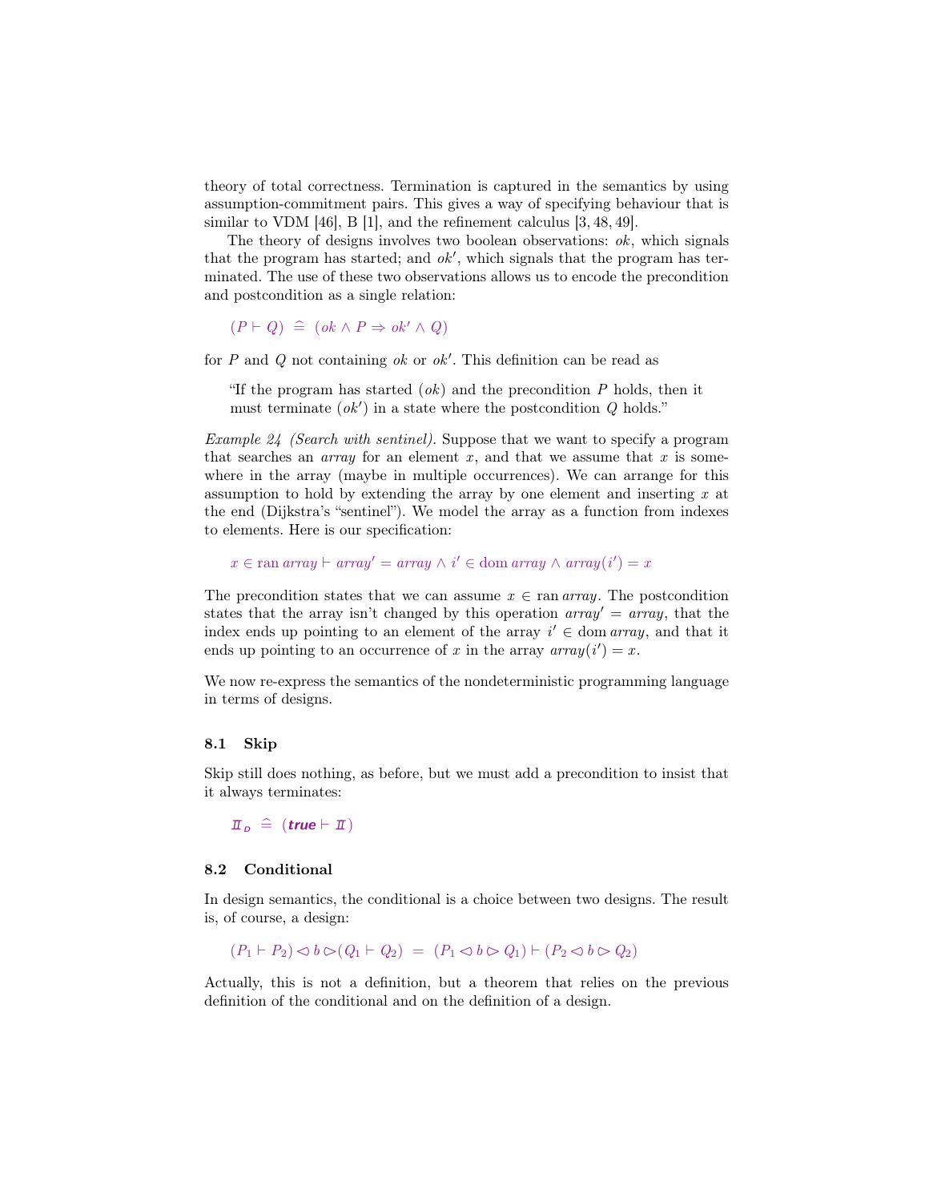theory of total correctness. Termination is captured in the semantics by using assumption-commitment pairs. This gives a way of specifying behaviour that is similar to VDM [46], B [1], and the refinement calculus [3, 48, 49].

The theory of designs involves two boolean observations: $ok$, which signals that the program has started; and $ok'$, which signals that the program has terminated. The use of these two observations allows us to encode the precondition and postcondition as a single relation:

$$(P \vdash Q) \;\widehat{=}\; (ok \land P \Rightarrow ok' \land Q)$$

for $P$ and $Q$ not containing $ok$ or $ok'$. This definition can be read as

> "If the program has started $(ok)$ and the precondition $P$ holds, then it must terminate $(ok')$ in a state where the postcondition $Q$ holds."

*Example 24 (Search with sentinel).* Suppose that we want to specify a program that searches an *array* for an element $x$, and that we assume that $x$ is somewhere in the array (maybe in multiple occurrences). We can arrange for this assumption to hold by extending the array by one element and inserting $x$ at the end (Dijkstra's "sentinel"). We model the array as a function from indexes to elements. Here is our specification:

$$x \in \operatorname{ran} array \vdash array' = array \land i' \in \operatorname{dom} array \land array(i') = x$$

The precondition states that we can assume $x \in \operatorname{ran} array$. The postcondition states that the array isn't changed by this operation $array' = array$, that the index ends up pointing to an element of the array $i' \in \operatorname{dom} array$, and that it ends up pointing to an occurrence of $x$ in the array $array(i') = x$.

We now re-express the semantics of the nondeterministic programming language in terms of designs.

### 8.1 Skip

Skip still does nothing, as before, but we must add a precondition to insist that it always terminates:

$$I\!I_D \;\widehat{=}\; (\mathbf{true} \vdash I\!I)$$

### 8.2 Conditional

In design semantics, the conditional is a choice between two designs. The result is, of course, a design:

$$(P_1 \vdash P_2) \lhd b \rhd (Q_1 \vdash Q_2) \;=\; (P_1 \lhd b \rhd Q_1) \vdash (P_2 \lhd b \rhd Q_2)$$

Actually, this is not a definition, but a theorem that relies on the previous definition of the conditional and on the definition of a design.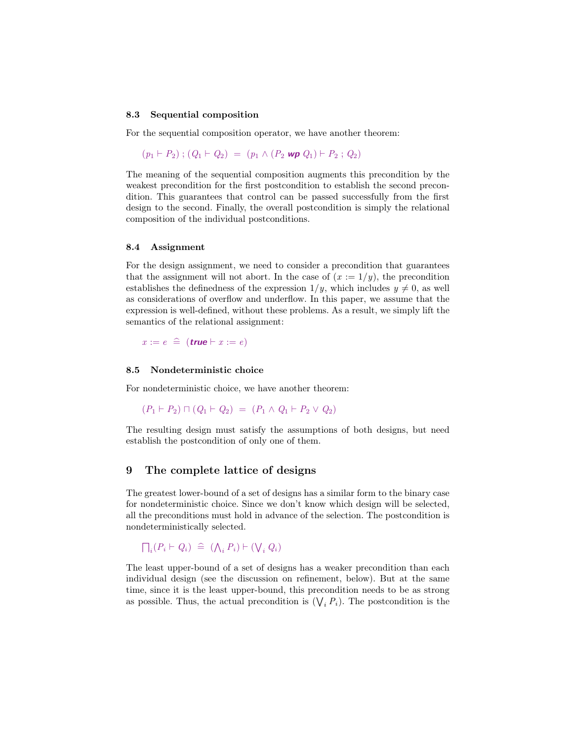### 8.3 Sequential composition

For the sequential composition operator, we have another theorem:

$$(p_1 \vdash P_2) \,;\, (Q_1 \vdash Q_2) \;=\; (p_1 \wedge (P_2 \;\textbf{\textit{wp}}\; Q_1) \vdash P_2 \,;\, Q_2)$$

The meaning of the sequential composition augments this precondition by the weakest precondition for the first postcondition to establish the second precondition. This guarantees that control can be passed successfully from the first design to the second. Finally, the overall postcondition is simply the relational composition of the individual postconditions.

### 8.4 Assignment

For the design assignment, we need to consider a precondition that guarantees that the assignment will not abort. In the case of $(x := 1/y)$, the precondition establishes the definedness of the expression $1/y$, which includes $y \neq 0$, as well as considerations of overflow and underflow. In this paper, we assume that the expression is well-defined, without these problems. As a result, we simply lift the semantics of the relational assignment:

$$x := e \;\widehat{=}\; (\textbf{\textit{true}} \vdash x := e)$$

### 8.5 Nondeterministic choice

For nondeterministic choice, we have another theorem:

$$(P_1 \vdash P_2) \sqcap (Q_1 \vdash Q_2) \;=\; (P_1 \wedge Q_1 \vdash P_2 \vee Q_2)$$

The resulting design must satisfy the assumptions of both designs, but need establish the postcondition of only one of them.

## 9 The complete lattice of designs

The greatest lower-bound of a set of designs has a similar form to the binary case for nondeterministic choice. Since we don't know which design will be selected, all the preconditions must hold in advance of the selection. The postcondition is nondeterministically selected.

$$\textstyle\bigsqcap_i (P_i \vdash Q_i) \;\widehat{=}\; (\bigwedge_i P_i) \vdash (\bigvee_i Q_i)$$

The least upper-bound of a set of designs has a weaker precondition than each individual design (see the discussion on refinement, below). But at the same time, since it is the least upper-bound, this precondition needs to be as strong as possible. Thus, the actual precondition is $(\bigvee_i P_i)$. The postcondition is the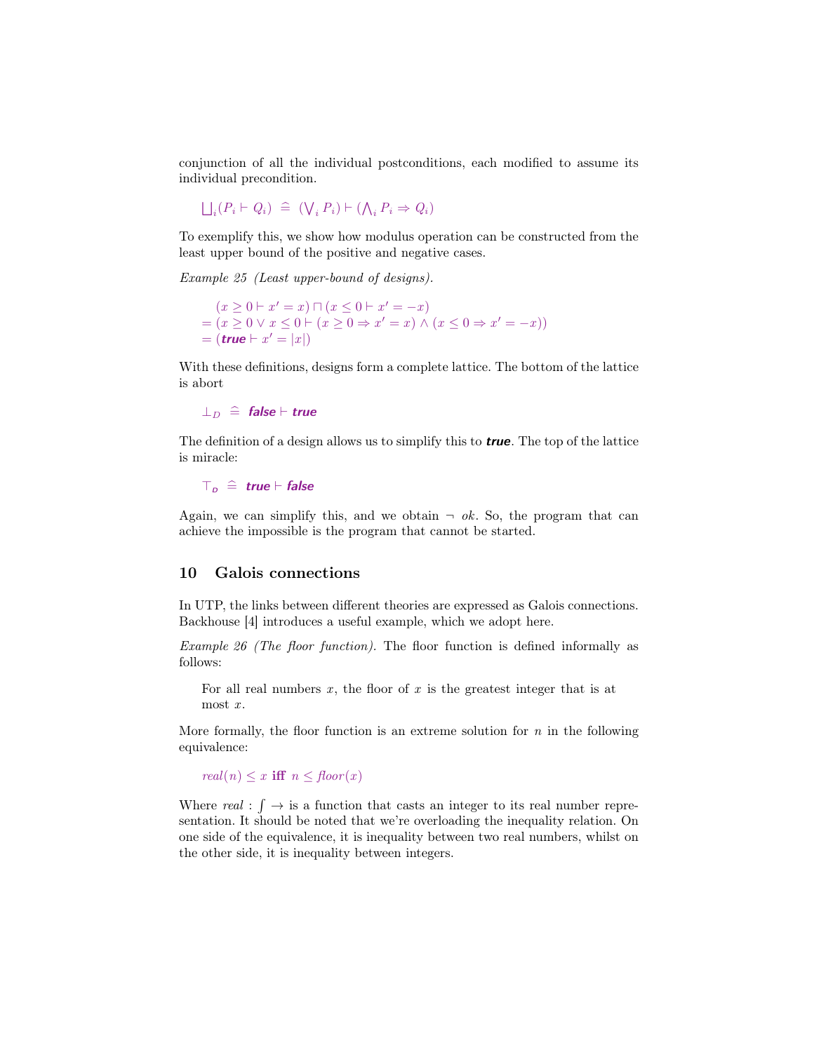conjunction of all the individual postconditions, each modified to assume its individual precondition.

$$\bigsqcup_i (P_i \vdash Q_i) \;\widehat{=}\; (\bigvee_i P_i) \vdash (\bigwedge_i P_i \Rightarrow Q_i)$$

To exemplify this, we show how modulus operation can be constructed from the least upper bound of the positive and negative cases.

*Example 25 (Least upper-bound of designs).*

$$\begin{aligned}
&(x \geq 0 \vdash x' = x) \sqcap (x \leq 0 \vdash x' = -x) \\
=\;& (x \geq 0 \lor x \leq 0 \vdash (x \geq 0 \Rightarrow x' = x) \land (x \leq 0 \Rightarrow x' = -x)) \\
=\;& (\textbf{\textit{true}} \vdash x' = |x|)
\end{aligned}$$

With these definitions, designs form a complete lattice. The bottom of the lattice is abort

$$\bot_D \;\widehat{=}\; \textbf{\textit{false}} \vdash \textbf{\textit{true}}$$

The definition of a design allows us to simplify this to ***true***. The top of the lattice is miracle:

$$\top_D \;\widehat{=}\; \textbf{\textit{true}} \vdash \textbf{\textit{false}}$$

Again, we can simplify this, and we obtain $\neg\ ok$. So, the program that can achieve the impossible is the program that cannot be started.

## 10 Galois connections

In UTP, the links between different theories are expressed as Galois connections. Backhouse [4] introduces a useful example, which we adopt here.

*Example 26 (The floor function).* The floor function is defined informally as follows:

> For all real numbers $x$, the floor of $x$ is the greatest integer that is at most $x$.

More formally, the floor function is an extreme solution for $n$ in the following equivalence:

$$real(n) \leq x \textbf{ iff } n \leq floor(x)$$

Where $real : \int \rightarrow$ is a function that casts an integer to its real number representation. It should be noted that we're overloading the inequality relation. On one side of the equivalence, it is inequality between two real numbers, whilst on the other side, it is inequality between integers.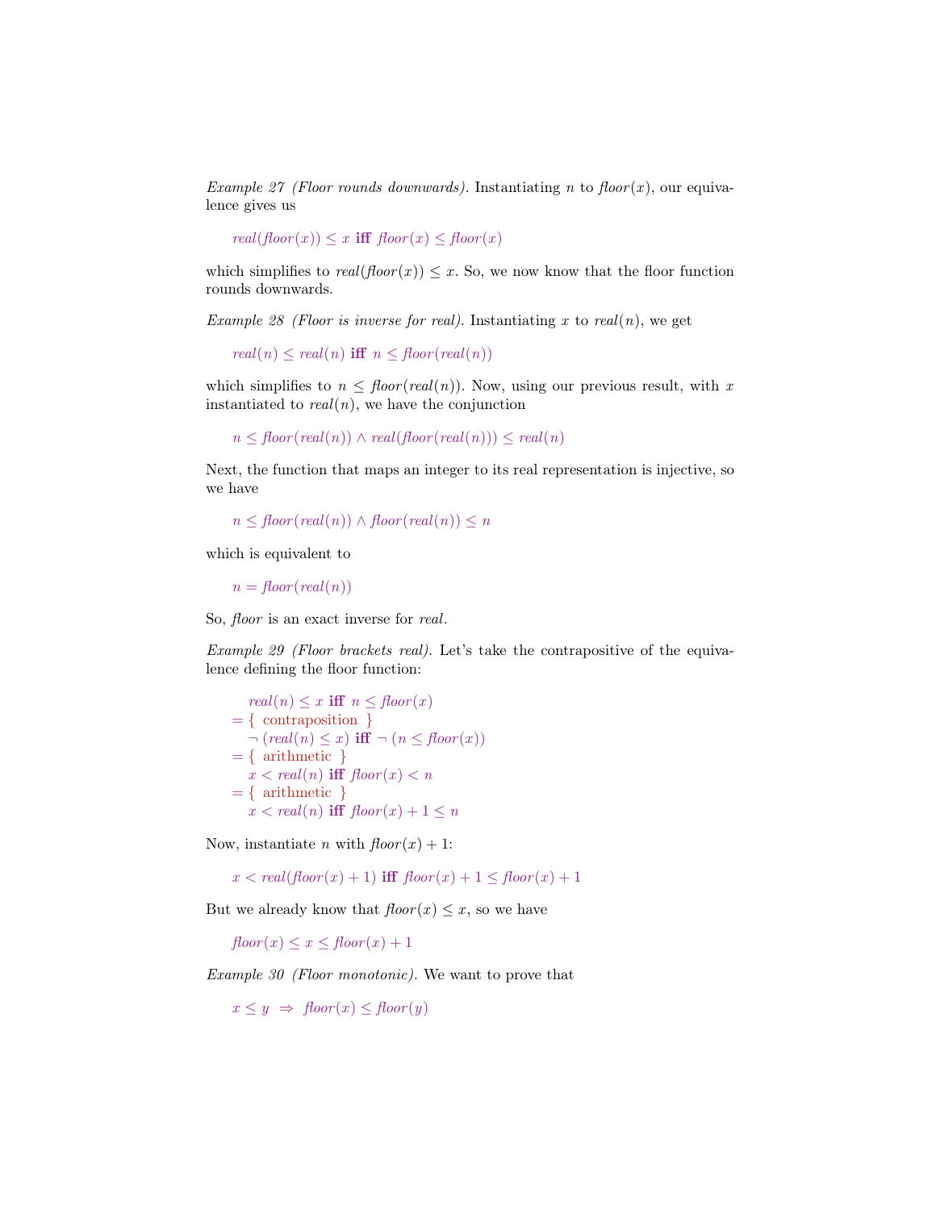*Example 27 (Floor rounds downwards).* Instantiating $n$ to $\mathit{floor}(x)$, our equivalence gives us

$$\mathit{real}(\mathit{floor}(x)) \leq x \textbf{ iff } \mathit{floor}(x) \leq \mathit{floor}(x)$$

which simplifies to $\mathit{real}(\mathit{floor}(x)) \leq x$. So, we now know that the floor function rounds downwards.

*Example 28 (Floor is inverse for real).* Instantiating $x$ to $\mathit{real}(n)$, we get

$$\mathit{real}(n) \leq \mathit{real}(n) \textbf{ iff } n \leq \mathit{floor}(\mathit{real}(n))$$

which simplifies to $n \leq \mathit{floor}(\mathit{real}(n))$. Now, using our previous result, with $x$ instantiated to $\mathit{real}(n)$, we have the conjunction

$$n \leq \mathit{floor}(\mathit{real}(n)) \land \mathit{real}(\mathit{floor}(\mathit{real}(n))) \leq \mathit{real}(n)$$

Next, the function that maps an integer to its real representation is injective, so we have

$$n \leq \mathit{floor}(\mathit{real}(n)) \land \mathit{floor}(\mathit{real}(n)) \leq n$$

which is equivalent to

$$n = \mathit{floor}(\mathit{real}(n))$$

So, *floor* is an exact inverse for *real*.

*Example 29 (Floor brackets real).* Let's take the contrapositive of the equivalence defining the floor function:

$$\begin{aligned}
&\quad \mathit{real}(n) \leq x \textbf{ iff } n \leq \mathit{floor}(x) \\
&= \{ \text{ contraposition } \} \\
&\quad \neg\,(\mathit{real}(n) \leq x) \textbf{ iff } \neg\,(n \leq \mathit{floor}(x)) \\
&= \{ \text{ arithmetic } \} \\
&\quad x < \mathit{real}(n) \textbf{ iff } \mathit{floor}(x) < n \\
&= \{ \text{ arithmetic } \} \\
&\quad x < \mathit{real}(n) \textbf{ iff } \mathit{floor}(x) + 1 \leq n
\end{aligned}$$

Now, instantiate $n$ with $\mathit{floor}(x) + 1$:

$$x < \mathit{real}(\mathit{floor}(x) + 1) \textbf{ iff } \mathit{floor}(x) + 1 \leq \mathit{floor}(x) + 1$$

But we already know that $\mathit{floor}(x) \leq x$, so we have

$$\mathit{floor}(x) \leq x \leq \mathit{floor}(x) + 1$$

*Example 30 (Floor monotonic).* We want to prove that

$$x \leq y \;\Rightarrow\; \mathit{floor}(x) \leq \mathit{floor}(y)$$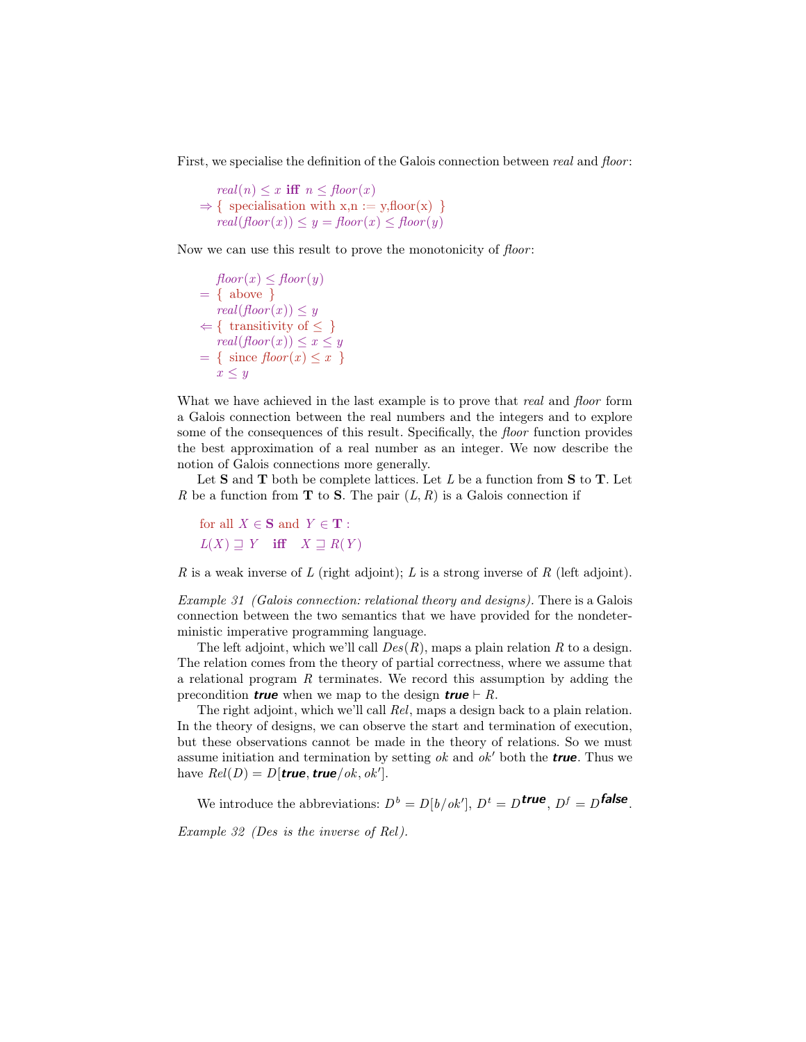First, we specialise the definition of the Galois connection between *real* and *floor*:

$$
\begin{array}{l}
\quad real(n) \leq x \textbf{ iff } n \leq floor(x) \\
\Rightarrow \{ \text{ specialisation with x,n := y,floor(x) } \} \\
\quad real(floor(x)) \leq y = floor(x) \leq floor(y)
\end{array}
$$

Now we can use this result to prove the monotonicity of *floor*:

$$
\begin{array}{l}
\quad floor(x) \leq floor(y) \\
= \{ \text{ above } \} \\
\quad real(floor(x)) \leq y \\
\Leftarrow \{ \text{ transitivity of } \leq \} \\
\quad real(floor(x)) \leq x \leq y \\
= \{ \text{ since } floor(x) \leq x \} \\
\quad x \leq y
\end{array}
$$

What we have achieved in the last example is to prove that *real* and *floor* form a Galois connection between the real numbers and the integers and to explore some of the consequences of this result. Specifically, the *floor* function provides the best approximation of a real number as an integer. We now describe the notion of Galois connections more generally.

Let **S** and **T** both be complete lattices. Let $L$ be a function from **S** to **T**. Let $R$ be a function from **T** to **S**. The pair $(L, R)$ is a Galois connection if

$$
\begin{array}{l}
\text{for all } X \in \mathbf{S} \text{ and } Y \in \mathbf{T} : \\
L(X) \sqsupseteq Y \quad \textbf{iff} \quad X \sqsupseteq R(Y)
\end{array}
$$

$R$ is a weak inverse of $L$ (right adjoint); $L$ is a strong inverse of $R$ (left adjoint).

*Example 31 (Galois connection: relational theory and designs).* There is a Galois connection between the two semantics that we have provided for the nondeterministic imperative programming language.

The left adjoint, which we'll call $Des(R)$, maps a plain relation $R$ to a design. The relation comes from the theory of partial correctness, where we assume that a relational program $R$ terminates. We record this assumption by adding the precondition ***true*** when we map to the design $\textbf{\textit{true}} \vdash R$.

The right adjoint, which we'll call $Rel$, maps a design back to a plain relation. In the theory of designs, we can observe the start and termination of execution, but these observations cannot be made in the theory of relations. So we must assume initiation and termination by setting $ok$ and $ok'$ both the ***true***. Thus we have $Rel(D) = D[\textbf{\textit{true}}, \textbf{\textit{true}} / ok, ok']$.

We introduce the abbreviations: $D^b = D[b/ok']$, $D^t = D^{\textbf{true}}$, $D^f = D^{\textbf{false}}$.

*Example 32 (Des is the inverse of Rel).*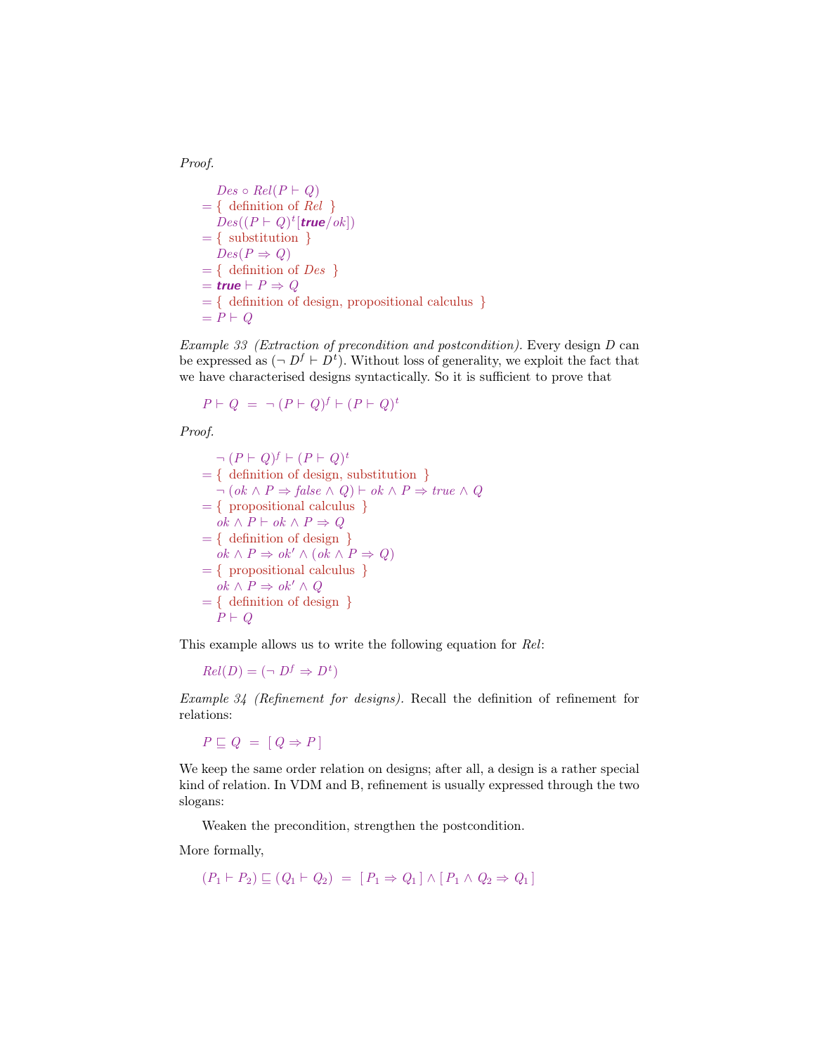*Proof.*

$$
\begin{aligned}
& Des \circ Rel(P \vdash Q) \\
= & \{ \text{ definition of } Rel \text{ } \} \\
& Des((P \vdash Q)^t[\textbf{\textit{true}}/ok]) \\
= & \{ \text{ substitution } \} \\
& Des(P \Rightarrow Q) \\
= & \{ \text{ definition of } Des \text{ } \} \\
= & \textbf{\textit{true}} \vdash P \Rightarrow Q \\
= & \{ \text{ definition of design, propositional calculus } \} \\
= & P \vdash Q
\end{aligned}
$$

*Example 33 (Extraction of precondition and postcondition).* Every design $D$ can be expressed as $(\neg\, D^f \vdash D^t)$. Without loss of generality, we exploit the fact that we have characterised designs syntactically. So it is sufficient to prove that

$$P \vdash Q \;\;=\;\; \neg\,(P \vdash Q)^f \vdash (P \vdash Q)^t$$

*Proof.*

$$
\begin{aligned}
& \neg\,(P \vdash Q)^f \vdash (P \vdash Q)^t \\
= & \{ \text{ definition of design, substitution } \} \\
& \neg\,(ok \wedge P \Rightarrow \mathit{false} \wedge Q) \vdash ok \wedge P \Rightarrow \mathit{true} \wedge Q \\
= & \{ \text{ propositional calculus } \} \\
& ok \wedge P \vdash ok \wedge P \Rightarrow Q \\
= & \{ \text{ definition of design } \} \\
& ok \wedge P \Rightarrow ok' \wedge (ok \wedge P \Rightarrow Q) \\
= & \{ \text{ propositional calculus } \} \\
& ok \wedge P \Rightarrow ok' \wedge Q \\
= & \{ \text{ definition of design } \} \\
& P \vdash Q
\end{aligned}
$$

This example allows us to write the following equation for *Rel*:

$$Rel(D) = (\neg\, D^f \Rightarrow D^t)$$

*Example 34 (Refinement for designs).* Recall the definition of refinement for relations:

$$P \sqsubseteq Q \;\;=\;\; [\, Q \Rightarrow P \,]$$

We keep the same order relation on designs; after all, a design is a rather special kind of relation. In VDM and B, refinement is usually expressed through the two slogans:

Weaken the precondition, strengthen the postcondition.

More formally,

$$(P_1 \vdash P_2) \sqsubseteq (Q_1 \vdash Q_2) \;\;=\;\; [\, P_1 \Rightarrow Q_1 \,] \wedge [\, P_1 \wedge Q_2 \Rightarrow Q_1 \,]$$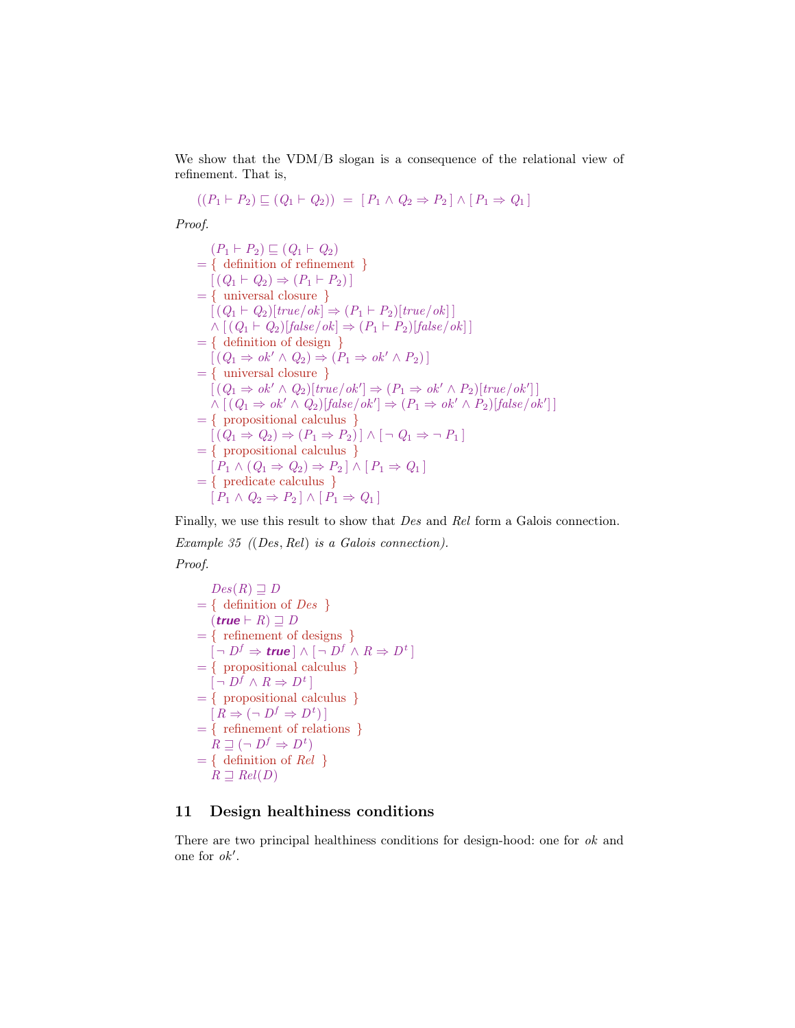We show that the VDM/B slogan is a consequence of the relational view of refinement. That is,

$$((P_1 \vdash P_2) \sqsubseteq (Q_1 \vdash Q_2)) \;=\; [\, P_1 \wedge Q_2 \Rightarrow P_2 \,] \wedge [\, P_1 \Rightarrow Q_1 \,]$$

*Proof.*

$$
\begin{array}{l}
\quad (P_1 \vdash P_2) \sqsubseteq (Q_1 \vdash Q_2) \\
= \{ \text{ definition of refinement } \} \\
\quad [\, (Q_1 \vdash Q_2) \Rightarrow (P_1 \vdash P_2) \,] \\
= \{ \text{ universal closure } \} \\
\quad [\, (Q_1 \vdash Q_2)[true/ok] \Rightarrow (P_1 \vdash P_2)[true/ok] \,] \\
\quad \wedge [\, (Q_1 \vdash Q_2)[false/ok] \Rightarrow (P_1 \vdash P_2)[false/ok] \,] \\
= \{ \text{ definition of design } \} \\
\quad [\, (Q_1 \Rightarrow ok' \wedge Q_2) \Rightarrow (P_1 \Rightarrow ok' \wedge P_2) \,] \\
= \{ \text{ universal closure } \} \\
\quad [\, (Q_1 \Rightarrow ok' \wedge Q_2)[true/ok'] \Rightarrow (P_1 \Rightarrow ok' \wedge P_2)[true/ok'] \,] \\
\quad \wedge [\, (Q_1 \Rightarrow ok' \wedge Q_2)[false/ok'] \Rightarrow (P_1 \Rightarrow ok' \wedge P_2)[false/ok'] \,] \\
= \{ \text{ propositional calculus } \} \\
\quad [\, (Q_1 \Rightarrow Q_2) \Rightarrow (P_1 \Rightarrow P_2) \,] \wedge [\, \neg\, Q_1 \Rightarrow \neg\, P_1 \,] \\
= \{ \text{ propositional calculus } \} \\
\quad [\, P_1 \wedge (Q_1 \Rightarrow Q_2) \Rightarrow P_2 \,] \wedge [\, P_1 \Rightarrow Q_1 \,] \\
= \{ \text{ predicate calculus } \} \\
\quad [\, P_1 \wedge Q_2 \Rightarrow P_2 \,] \wedge [\, P_1 \Rightarrow Q_1 \,]
\end{array}
$$

Finally, we use this result to show that $Des$ and $Rel$ form a Galois connection.

*Example 35 ($(Des, Rel)$ is a Galois connection).*

*Proof.*

$$
\begin{array}{l}
\quad Des(R) \sqsupseteq D \\
= \{ \text{ definition of } Des \ \} \\
\quad (\textbf{true} \vdash R) \sqsupseteq D \\
= \{ \text{ refinement of designs } \} \\
\quad [\, \neg\, D^f \Rightarrow \textbf{true} \,] \wedge [\, \neg\, D^f \wedge R \Rightarrow D^t \,] \\
= \{ \text{ propositional calculus } \} \\
\quad [\, \neg\, D^f \wedge R \Rightarrow D^t \,] \\
= \{ \text{ propositional calculus } \} \\
\quad [\, R \Rightarrow (\neg\, D^f \Rightarrow D^t) \,] \\
= \{ \text{ refinement of relations } \} \\
\quad R \sqsupseteq (\neg\, D^f \Rightarrow D^t) \\
= \{ \text{ definition of } Rel \ \} \\
\quad R \sqsupseteq Rel(D)
\end{array}
$$

## 11 Design healthiness conditions

There are two principal healthiness conditions for design-hood: one for $ok$ and one for $ok'$.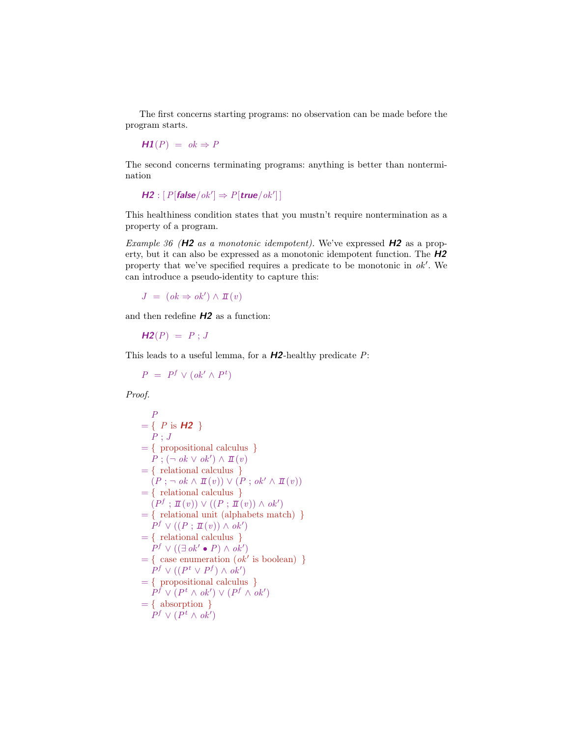The first concerns starting programs: no observation can be made before the program starts.

$$\textbf{\textit{H1}}(P) \;=\; ok \Rightarrow P$$

The second concerns terminating programs: anything is better than nontermination

$$\textbf{\textit{H2}} : [\, P[\textbf{\textit{false}}/ok'] \Rightarrow P[\textbf{\textit{true}}/ok'] \,]$$

This healthiness condition states that you mustn't require nontermination as a property of a program.

*Example 36 (**H2** as a monotonic idempotent).* We've expressed **H2** as a property, but it can also be expressed as a monotonic idempotent function. The **H2** property that we've specified requires a predicate to be monotonic in $ok'$. We can introduce a pseudo-identity to capture this:

$$J \;=\; (ok \Rightarrow ok') \wedge I\!I(v)$$

and then redefine **H2** as a function:

$$\textbf{\textit{H2}}(P) \;=\; P \,;\, J$$

This leads to a useful lemma, for a **H2**-healthy predicate $P$:

$$P \;=\; P^f \vee (ok' \wedge P^t)$$

*Proof.*

$$
\begin{array}{l}
\quad P \\
= \{\ P \text{ is } \textbf{\textit{H2}}\ \} \\
\quad P \,;\, J \\
= \{\ \text{propositional calculus}\ \} \\
\quad P \,;\, (\neg\, ok \vee ok') \wedge I\!I(v) \\
= \{\ \text{relational calculus}\ \} \\
\quad (P \,;\, \neg\, ok \wedge I\!I(v)) \vee (P \,;\, ok' \wedge I\!I(v)) \\
= \{\ \text{relational calculus}\ \} \\
\quad (P^f \,;\, I\!I(v)) \vee ((P \,;\, I\!I(v)) \wedge ok') \\
= \{\ \text{relational unit (alphabets match)}\ \} \\
\quad P^f \vee ((P \,;\, I\!I(v)) \wedge ok') \\
= \{\ \text{relational calculus}\ \} \\
\quad P^f \vee ((\exists\, ok' \bullet P) \wedge ok') \\
= \{\ \text{case enumeration } (ok' \text{ is boolean})\ \} \\
\quad P^f \vee ((P^t \vee P^f) \wedge ok') \\
= \{\ \text{propositional calculus}\ \} \\
\quad P^f \vee (P^t \wedge ok') \vee (P^f \wedge ok') \\
= \{\ \text{absorption}\ \} \\
\quad P^f \vee (P^t \wedge ok')
\end{array}
$$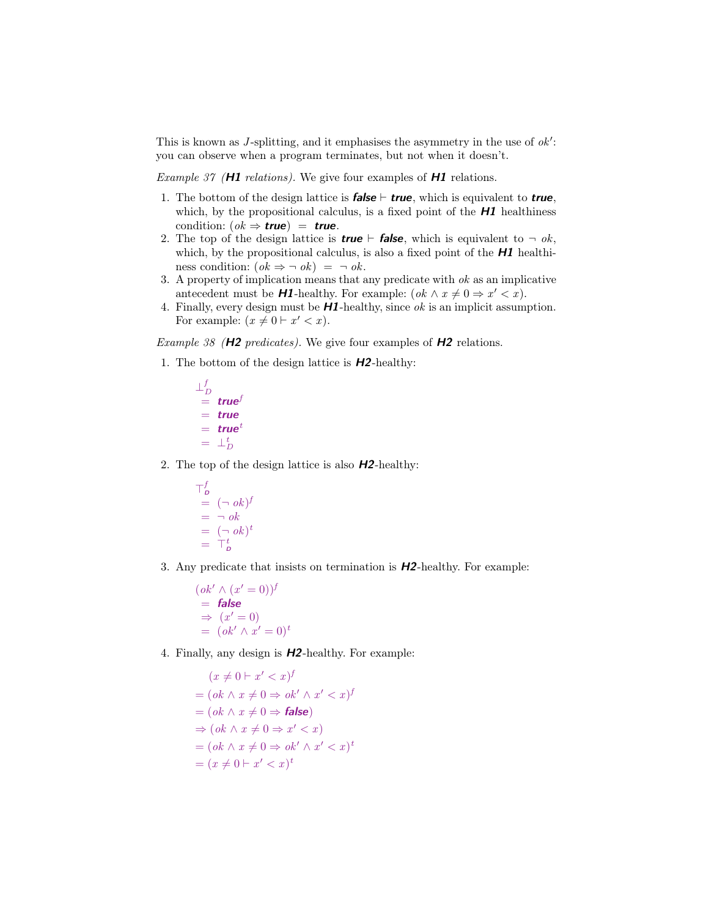This is known as $J$-splitting, and it emphasises the asymmetry in the use of $ok'$: you can observe when a program terminates, but not when it doesn't.

*Example 37 (**H1** relations).* We give four examples of ***H1*** relations.

1. The bottom of the design lattice is $\textbf{\textit{false}} \vdash \textbf{\textit{true}}$, which is equivalent to $\textbf{\textit{true}}$, which, by the propositional calculus, is a fixed point of the ***H1*** healthiness condition: $(ok \Rightarrow \textbf{\textit{true}}) \;=\; \textbf{\textit{true}}$.
2. The top of the design lattice is $\textbf{\textit{true}} \vdash \textbf{\textit{false}}$, which is equivalent to $\neg\, ok$, which, by the propositional calculus, is also a fixed point of the ***H1*** healthiness condition: $(ok \Rightarrow \neg\, ok) \;=\; \neg\, ok$.
3. A property of implication means that any predicate with $ok$ as an implicative antecedent must be ***H1***-healthy. For example: $(ok \wedge x \neq 0 \Rightarrow x' < x)$.
4. Finally, every design must be ***H1***-healthy, since $ok$ is an implicit assumption. For example: $(x \neq 0 \vdash x' < x)$.

*Example 38 (**H2** predicates).* We give four examples of ***H2*** relations.

1. The bottom of the design lattice is ***H2***-healthy:

$$
\begin{aligned}
& \bot_D^f \\
&= \textbf{\textit{true}}^f \\
&= \textbf{\textit{true}} \\
&= \textbf{\textit{true}}^t \\
&= \bot_D^t
\end{aligned}
$$

2. The top of the design lattice is also ***H2***-healthy:

$$
\begin{aligned}
& \top_D^f \\
&= (\neg\, ok)^f \\
&= \neg\, ok \\
&= (\neg\, ok)^t \\
&= \top_D^t
\end{aligned}
$$

3. Any predicate that insists on termination is ***H2***-healthy. For example:

$$
\begin{aligned}
& (ok' \wedge (x' = 0))^f \\
&= \textbf{\textit{false}} \\
&\Rightarrow (x' = 0) \\
&= (ok' \wedge x' = 0)^t
\end{aligned}
$$

4. Finally, any design is ***H2***-healthy. For example:

$$
\begin{aligned}
& (x \neq 0 \vdash x' < x)^f \\
&= (ok \wedge x \neq 0 \Rightarrow ok' \wedge x' < x)^f \\
&= (ok \wedge x \neq 0 \Rightarrow \textbf{\textit{false}}) \\
&\Rightarrow (ok \wedge x \neq 0 \Rightarrow x' < x) \\
&= (ok \wedge x \neq 0 \Rightarrow ok' \wedge x' < x)^t \\
&= (x \neq 0 \vdash x' < x)^t
\end{aligned}
$$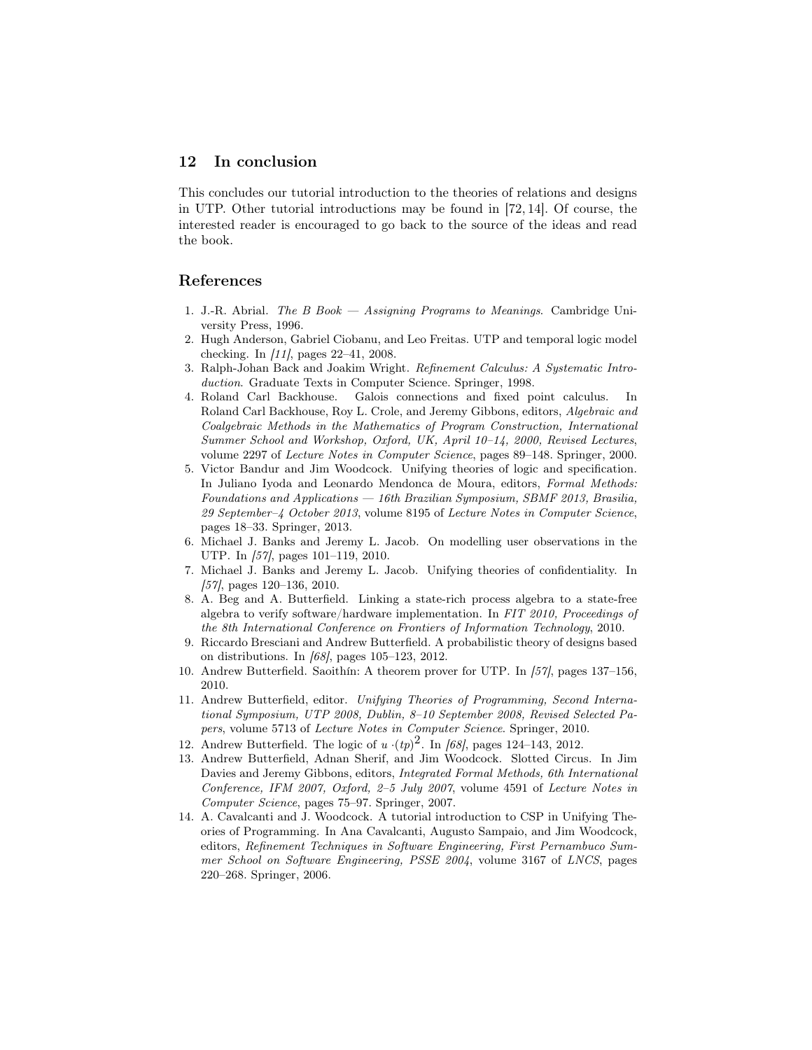## 12 In conclusion

This concludes our tutorial introduction to the theories of relations and designs in UTP. Other tutorial introductions may be found in [72, 14]. Of course, the interested reader is encouraged to go back to the source of the ideas and read the book.

## References

1. J.-R. Abrial. *The B Book — Assigning Programs to Meanings*. Cambridge University Press, 1996.
2. Hugh Anderson, Gabriel Ciobanu, and Leo Freitas. UTP and temporal logic model checking. In *[11]*, pages 22–41, 2008.
3. Ralph-Johan Back and Joakim Wright. *Refinement Calculus: A Systematic Introduction*. Graduate Texts in Computer Science. Springer, 1998.
4. Roland Carl Backhouse. Galois connections and fixed point calculus. In Roland Carl Backhouse, Roy L. Crole, and Jeremy Gibbons, editors, *Algebraic and Coalgebraic Methods in the Mathematics of Program Construction, International Summer School and Workshop, Oxford, UK, April 10–14, 2000, Revised Lectures*, volume 2297 of *Lecture Notes in Computer Science*, pages 89–148. Springer, 2000.
5. Victor Bandur and Jim Woodcock. Unifying theories of logic and specification. In Juliano Iyoda and Leonardo Mendonca de Moura, editors, *Formal Methods: Foundations and Applications — 16th Brazilian Symposium, SBMF 2013, Brasilia, 29 September–4 October 2013*, volume 8195 of *Lecture Notes in Computer Science*, pages 18–33. Springer, 2013.
6. Michael J. Banks and Jeremy L. Jacob. On modelling user observations in the UTP. In *[57]*, pages 101–119, 2010.
7. Michael J. Banks and Jeremy L. Jacob. Unifying theories of confidentiality. In *[57]*, pages 120–136, 2010.
8. A. Beg and A. Butterfield. Linking a state-rich process algebra to a state-free algebra to verify software/hardware implementation. In *FIT 2010, Proceedings of the 8th International Conference on Frontiers of Information Technology*, 2010.
9. Riccardo Bresciani and Andrew Butterfield. A probabilistic theory of designs based on distributions. In *[68]*, pages 105–123, 2012.
10. Andrew Butterfield. Saoithín: A theorem prover for UTP. In *[57]*, pages 137–156, 2010.
11. Andrew Butterfield, editor. *Unifying Theories of Programming, Second International Symposium, UTP 2008, Dublin, 8–10 September 2008, Revised Selected Papers*, volume 5713 of *Lecture Notes in Computer Science*. Springer, 2010.
12. Andrew Butterfield. The logic of $u \cdot (tp)^2$. In *[68]*, pages 124–143, 2012.
13. Andrew Butterfield, Adnan Sherif, and Jim Woodcock. Slotted Circus. In Jim Davies and Jeremy Gibbons, editors, *Integrated Formal Methods, 6th International Conference, IFM 2007, Oxford, 2–5 July 2007*, volume 4591 of *Lecture Notes in Computer Science*, pages 75–97. Springer, 2007.
14. A. Cavalcanti and J. Woodcock. A tutorial introduction to CSP in Unifying Theories of Programming. In Ana Cavalcanti, Augusto Sampaio, and Jim Woodcock, editors, *Refinement Techniques in Software Engineering, First Pernambuco Summer School on Software Engineering, PSSE 2004*, volume 3167 of *LNCS*, pages 220–268. Springer, 2006.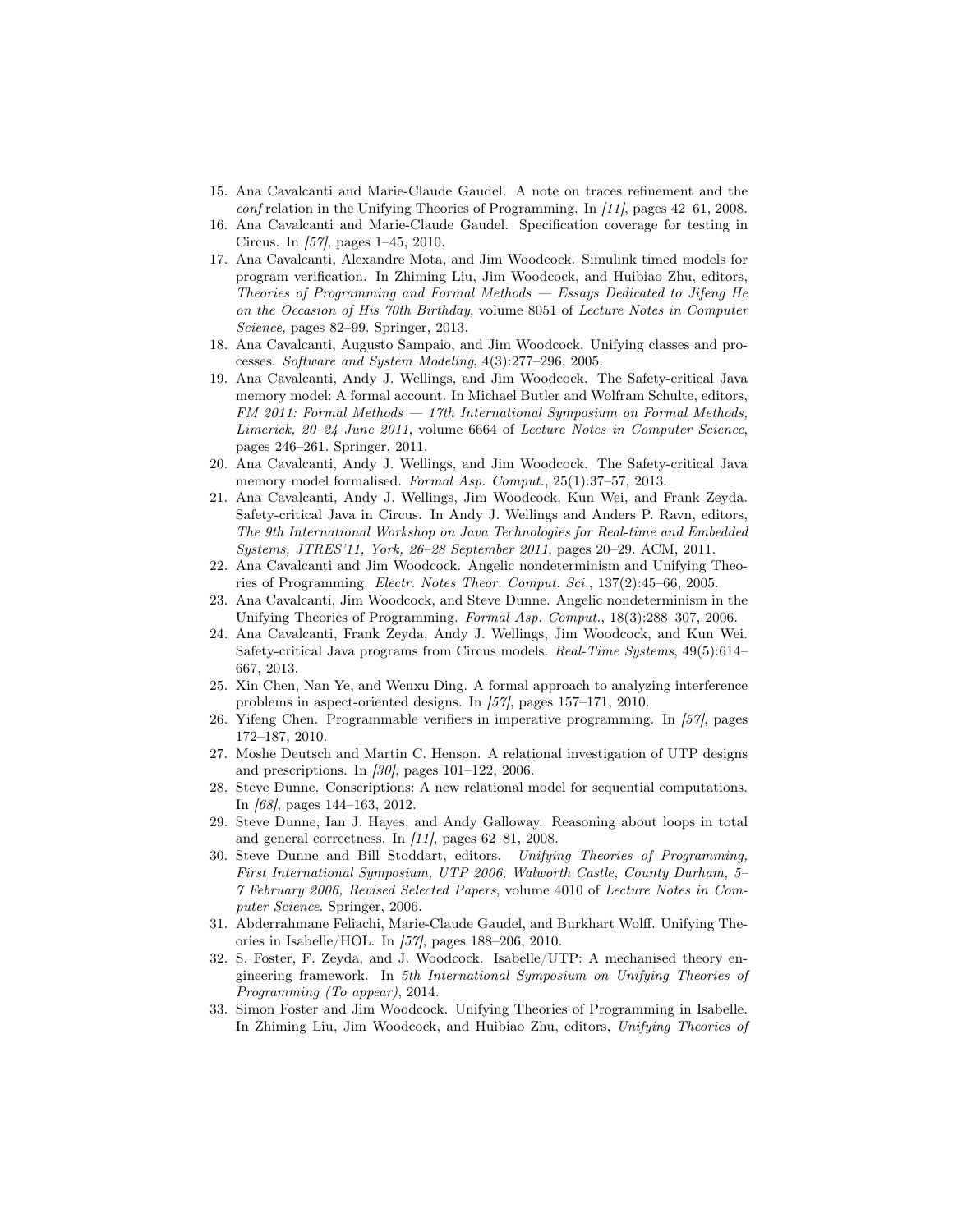15. Ana Cavalcanti and Marie-Claude Gaudel. A note on traces refinement and the *conf* relation in the Unifying Theories of Programming. In [11], pages 42–61, 2008.
16. Ana Cavalcanti and Marie-Claude Gaudel. Specification coverage for testing in Circus. In [57], pages 1–45, 2010.
17. Ana Cavalcanti, Alexandre Mota, and Jim Woodcock. Simulink timed models for program verification. In Zhiming Liu, Jim Woodcock, and Huibiao Zhu, editors, *Theories of Programming and Formal Methods — Essays Dedicated to Jifeng He on the Occasion of His 70th Birthday*, volume 8051 of *Lecture Notes in Computer Science*, pages 82–99. Springer, 2013.
18. Ana Cavalcanti, Augusto Sampaio, and Jim Woodcock. Unifying classes and processes. *Software and System Modeling*, 4(3):277–296, 2005.
19. Ana Cavalcanti, Andy J. Wellings, and Jim Woodcock. The Safety-critical Java memory model: A formal account. In Michael Butler and Wolfram Schulte, editors, *FM 2011: Formal Methods — 17th International Symposium on Formal Methods, Limerick, 20–24 June 2011*, volume 6664 of *Lecture Notes in Computer Science*, pages 246–261. Springer, 2011.
20. Ana Cavalcanti, Andy J. Wellings, and Jim Woodcock. The Safety-critical Java memory model formalised. *Formal Asp. Comput.*, 25(1):37–57, 2013.
21. Ana Cavalcanti, Andy J. Wellings, Jim Woodcock, Kun Wei, and Frank Zeyda. Safety-critical Java in Circus. In Andy J. Wellings and Anders P. Ravn, editors, *The 9th International Workshop on Java Technologies for Real-time and Embedded Systems, JTRES'11, York, 26–28 September 2011*, pages 20–29. ACM, 2011.
22. Ana Cavalcanti and Jim Woodcock. Angelic nondeterminism and Unifying Theories of Programming. *Electr. Notes Theor. Comput. Sci.*, 137(2):45–66, 2005.
23. Ana Cavalcanti, Jim Woodcock, and Steve Dunne. Angelic nondeterminism in the Unifying Theories of Programming. *Formal Asp. Comput.*, 18(3):288–307, 2006.
24. Ana Cavalcanti, Frank Zeyda, Andy J. Wellings, Jim Woodcock, and Kun Wei. Safety-critical Java programs from Circus models. *Real-Time Systems*, 49(5):614–667, 2013.
25. Xin Chen, Nan Ye, and Wenxu Ding. A formal approach to analyzing interference problems in aspect-oriented designs. In [57], pages 157–171, 2010.
26. Yifeng Chen. Programmable verifiers in imperative programming. In [57], pages 172–187, 2010.
27. Moshe Deutsch and Martin C. Henson. A relational investigation of UTP designs and prescriptions. In [30], pages 101–122, 2006.
28. Steve Dunne. Conscriptions: A new relational model for sequential computations. In [68], pages 144–163, 2012.
29. Steve Dunne, Ian J. Hayes, and Andy Galloway. Reasoning about loops in total and general correctness. In [11], pages 62–81, 2008.
30. Steve Dunne and Bill Stoddart, editors. *Unifying Theories of Programming, First International Symposium, UTP 2006, Walworth Castle, County Durham, 5–7 February 2006, Revised Selected Papers*, volume 4010 of *Lecture Notes in Computer Science*. Springer, 2006.
31. Abderrahmane Feliachi, Marie-Claude Gaudel, and Burkhart Wolff. Unifying Theories in Isabelle/HOL. In [57], pages 188–206, 2010.
32. S. Foster, F. Zeyda, and J. Woodcock. Isabelle/UTP: A mechanised theory engineering framework. In *5th International Symposium on Unifying Theories of Programming (To appear)*, 2014.
33. Simon Foster and Jim Woodcock. Unifying Theories of Programming in Isabelle. In Zhiming Liu, Jim Woodcock, and Huibiao Zhu, editors, *Unifying Theories of*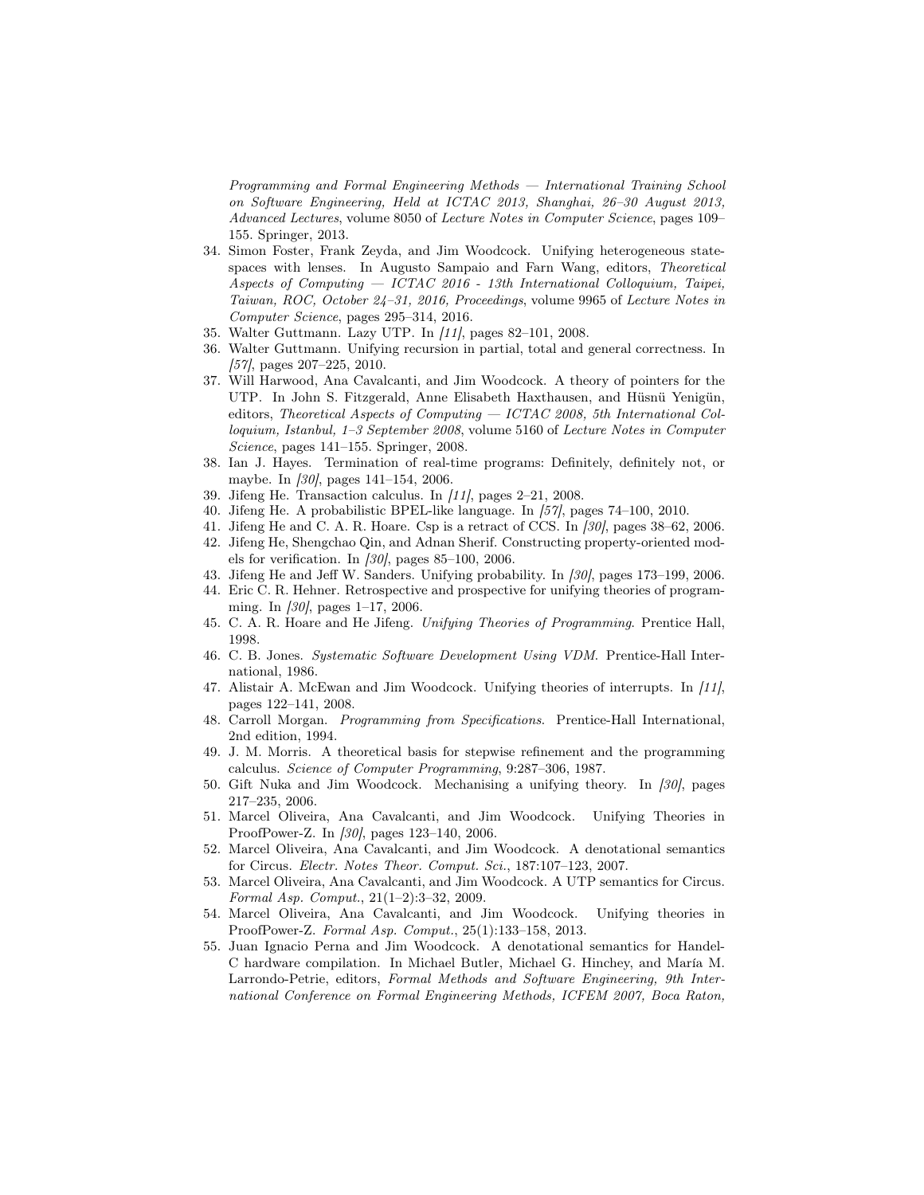*Programming and Formal Engineering Methods — International Training School on Software Engineering, Held at ICTAC 2013, Shanghai, 26–30 August 2013, Advanced Lectures*, volume 8050 of *Lecture Notes in Computer Science*, pages 109–155. Springer, 2013.

34. Simon Foster, Frank Zeyda, and Jim Woodcock. Unifying heterogeneous state-spaces with lenses. In Augusto Sampaio and Farn Wang, editors, *Theoretical Aspects of Computing — ICTAC 2016 - 13th International Colloquium, Taipei, Taiwan, ROC, October 24–31, 2016, Proceedings*, volume 9965 of *Lecture Notes in Computer Science*, pages 295–314, 2016.
35. Walter Guttmann. Lazy UTP. In *[11]*, pages 82–101, 2008.
36. Walter Guttmann. Unifying recursion in partial, total and general correctness. In *[57]*, pages 207–225, 2010.
37. Will Harwood, Ana Cavalcanti, and Jim Woodcock. A theory of pointers for the UTP. In John S. Fitzgerald, Anne Elisabeth Haxthausen, and Hüsnü Yenigün, editors, *Theoretical Aspects of Computing — ICTAC 2008, 5th International Colloquium, Istanbul, 1–3 September 2008*, volume 5160 of *Lecture Notes in Computer Science*, pages 141–155. Springer, 2008.
38. Ian J. Hayes. Termination of real-time programs: Definitely, definitely not, or maybe. In *[30]*, pages 141–154, 2006.
39. Jifeng He. Transaction calculus. In *[11]*, pages 2–21, 2008.
40. Jifeng He. A probabilistic BPEL-like language. In *[57]*, pages 74–100, 2010.
41. Jifeng He and C. A. R. Hoare. Csp is a retract of CCS. In *[30]*, pages 38–62, 2006.
42. Jifeng He, Shengchao Qin, and Adnan Sherif. Constructing property-oriented models for verification. In *[30]*, pages 85–100, 2006.
43. Jifeng He and Jeff W. Sanders. Unifying probability. In *[30]*, pages 173–199, 2006.
44. Eric C. R. Hehner. Retrospective and prospective for unifying theories of programming. In *[30]*, pages 1–17, 2006.
45. C. A. R. Hoare and He Jifeng. *Unifying Theories of Programming*. Prentice Hall, 1998.
46. C. B. Jones. *Systematic Software Development Using VDM*. Prentice-Hall International, 1986.
47. Alistair A. McEwan and Jim Woodcock. Unifying theories of interrupts. In *[11]*, pages 122–141, 2008.
48. Carroll Morgan. *Programming from Specifications*. Prentice-Hall International, 2nd edition, 1994.
49. J. M. Morris. A theoretical basis for stepwise refinement and the programming calculus. *Science of Computer Programming*, 9:287–306, 1987.
50. Gift Nuka and Jim Woodcock. Mechanising a unifying theory. In *[30]*, pages 217–235, 2006.
51. Marcel Oliveira, Ana Cavalcanti, and Jim Woodcock. Unifying Theories in ProofPower-Z. In *[30]*, pages 123–140, 2006.
52. Marcel Oliveira, Ana Cavalcanti, and Jim Woodcock. A denotational semantics for Circus. *Electr. Notes Theor. Comput. Sci.*, 187:107–123, 2007.
53. Marcel Oliveira, Ana Cavalcanti, and Jim Woodcock. A UTP semantics for Circus. *Formal Asp. Comput.*, 21(1–2):3–32, 2009.
54. Marcel Oliveira, Ana Cavalcanti, and Jim Woodcock. Unifying theories in ProofPower-Z. *Formal Asp. Comput.*, 25(1):133–158, 2013.
55. Juan Ignacio Perna and Jim Woodcock. A denotational semantics for Handel-C hardware compilation. In Michael Butler, Michael G. Hinchey, and María M. Larrondo-Petrie, editors, *Formal Methods and Software Engineering, 9th International Conference on Formal Engineering Methods, ICFEM 2007, Boca Raton,*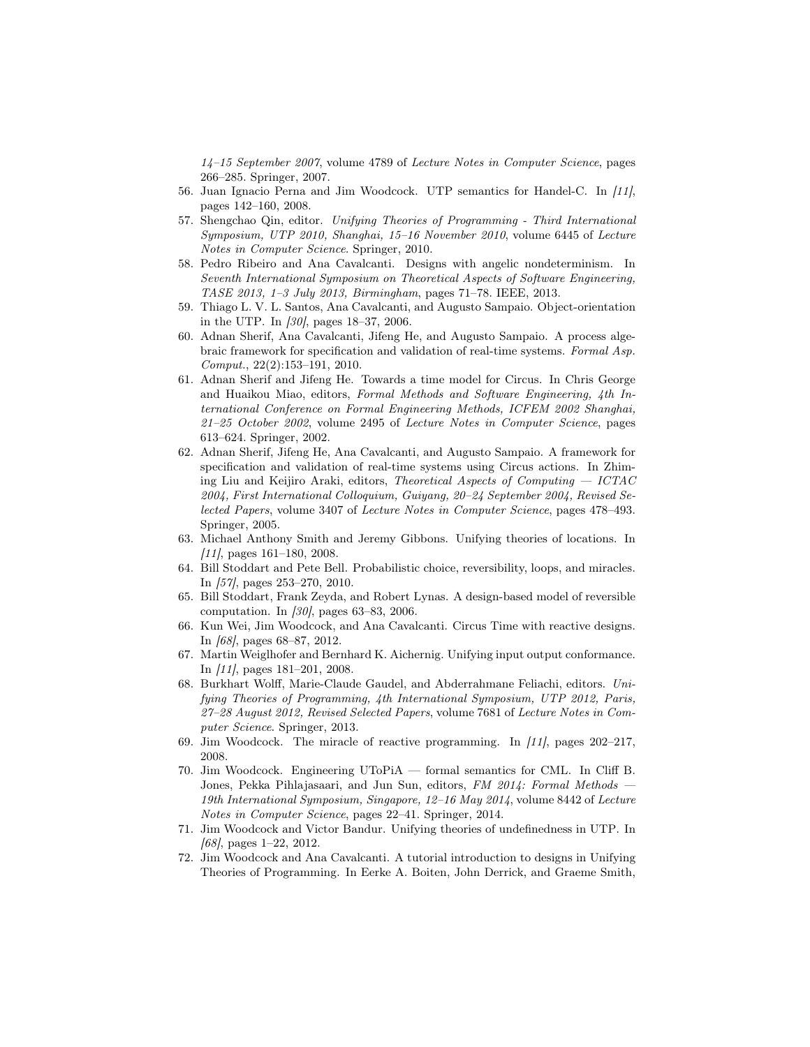*14–15 September 2007*, volume 4789 of *Lecture Notes in Computer Science*, pages 266–285. Springer, 2007.

56. Juan Ignacio Perna and Jim Woodcock. UTP semantics for Handel-C. In *[11]*, pages 142–160, 2008.
57. Shengchao Qin, editor. *Unifying Theories of Programming - Third International Symposium, UTP 2010, Shanghai, 15–16 November 2010*, volume 6445 of *Lecture Notes in Computer Science*. Springer, 2010.
58. Pedro Ribeiro and Ana Cavalcanti. Designs with angelic nondeterminism. In *Seventh International Symposium on Theoretical Aspects of Software Engineering, TASE 2013, 1–3 July 2013, Birmingham*, pages 71–78. IEEE, 2013.
59. Thiago L. V. L. Santos, Ana Cavalcanti, and Augusto Sampaio. Object-orientation in the UTP. In *[30]*, pages 18–37, 2006.
60. Adnan Sherif, Ana Cavalcanti, Jifeng He, and Augusto Sampaio. A process algebraic framework for specification and validation of real-time systems. *Formal Asp. Comput.*, 22(2):153–191, 2010.
61. Adnan Sherif and Jifeng He. Towards a time model for Circus. In Chris George and Huaikou Miao, editors, *Formal Methods and Software Engineering, 4th International Conference on Formal Engineering Methods, ICFEM 2002 Shanghai, 21–25 October 2002*, volume 2495 of *Lecture Notes in Computer Science*, pages 613–624. Springer, 2002.
62. Adnan Sherif, Jifeng He, Ana Cavalcanti, and Augusto Sampaio. A framework for specification and validation of real-time systems using Circus actions. In Zhiming Liu and Keijiro Araki, editors, *Theoretical Aspects of Computing — ICTAC 2004, First International Colloquium, Guiyang, 20–24 September 2004, Revised Selected Papers*, volume 3407 of *Lecture Notes in Computer Science*, pages 478–493. Springer, 2005.
63. Michael Anthony Smith and Jeremy Gibbons. Unifying theories of locations. In *[11]*, pages 161–180, 2008.
64. Bill Stoddart and Pete Bell. Probabilistic choice, reversibility, loops, and miracles. In *[57]*, pages 253–270, 2010.
65. Bill Stoddart, Frank Zeyda, and Robert Lynas. A design-based model of reversible computation. In *[30]*, pages 63–83, 2006.
66. Kun Wei, Jim Woodcock, and Ana Cavalcanti. Circus Time with reactive designs. In *[68]*, pages 68–87, 2012.
67. Martin Weiglhofer and Bernhard K. Aichernig. Unifying input output conformance. In *[11]*, pages 181–201, 2008.
68. Burkhart Wolff, Marie-Claude Gaudel, and Abderrahmane Feliachi, editors. *Unifying Theories of Programming, 4th International Symposium, UTP 2012, Paris, 27–28 August 2012, Revised Selected Papers*, volume 7681 of *Lecture Notes in Computer Science*. Springer, 2013.
69. Jim Woodcock. The miracle of reactive programming. In *[11]*, pages 202–217, 2008.
70. Jim Woodcock. Engineering UToPiA — formal semantics for CML. In Cliff B. Jones, Pekka Pihlajasaari, and Jun Sun, editors, *FM 2014: Formal Methods — 19th International Symposium, Singapore, 12–16 May 2014*, volume 8442 of *Lecture Notes in Computer Science*, pages 22–41. Springer, 2014.
71. Jim Woodcock and Victor Bandur. Unifying theories of undefinedness in UTP. In *[68]*, pages 1–22, 2012.
72. Jim Woodcock and Ana Cavalcanti. A tutorial introduction to designs in Unifying Theories of Programming. In Eerke A. Boiten, John Derrick, and Graeme Smith,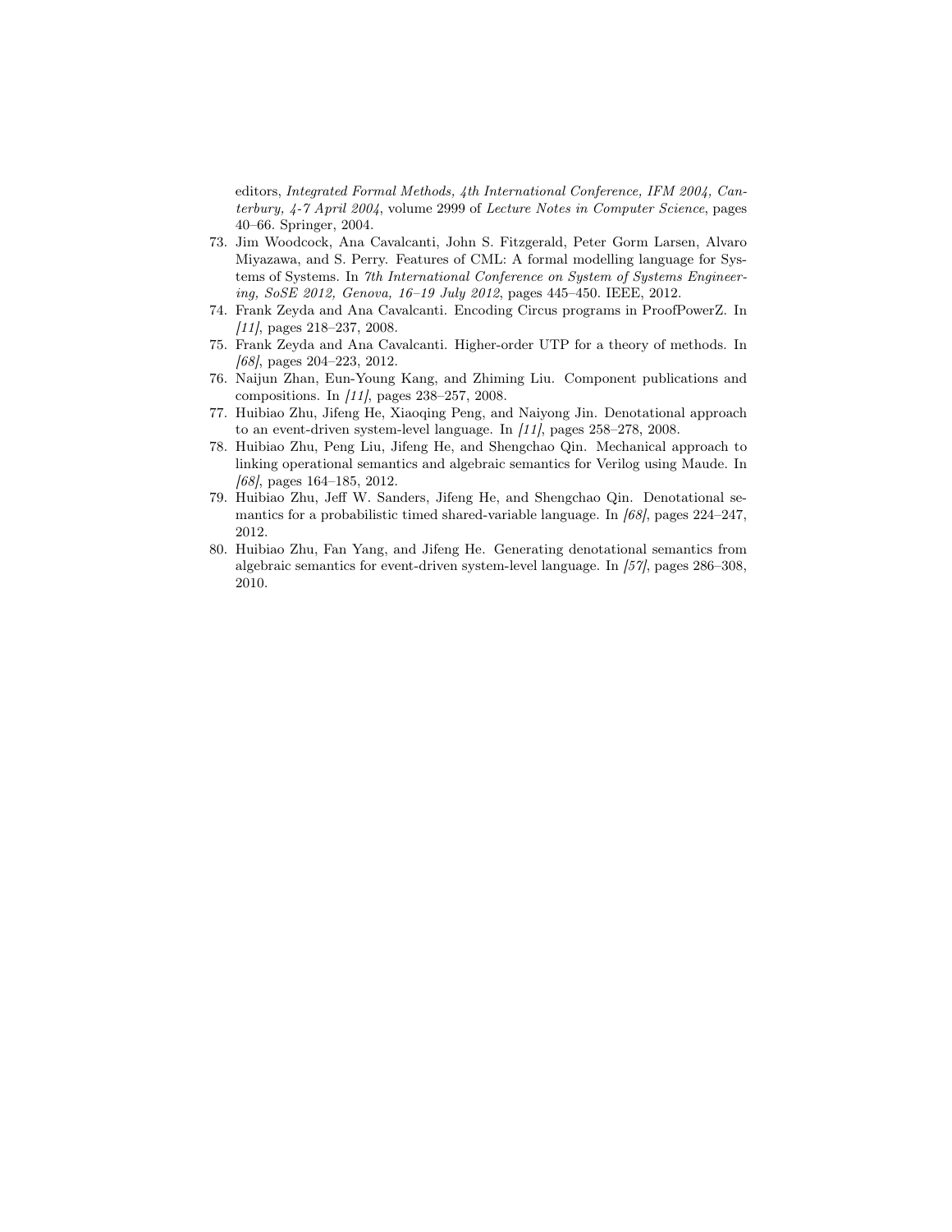editors, *Integrated Formal Methods, 4th International Conference, IFM 2004, Canterbury, 4-7 April 2004*, volume 2999 of *Lecture Notes in Computer Science*, pages 40–66. Springer, 2004.

73. Jim Woodcock, Ana Cavalcanti, John S. Fitzgerald, Peter Gorm Larsen, Alvaro Miyazawa, and S. Perry. Features of CML: A formal modelling language for Systems of Systems. In *7th International Conference on System of Systems Engineering, SoSE 2012, Genova, 16–19 July 2012*, pages 445–450. IEEE, 2012.
74. Frank Zeyda and Ana Cavalcanti. Encoding Circus programs in ProofPowerZ. In *[11]*, pages 218–237, 2008.
75. Frank Zeyda and Ana Cavalcanti. Higher-order UTP for a theory of methods. In *[68]*, pages 204–223, 2012.
76. Naijun Zhan, Eun-Young Kang, and Zhiming Liu. Component publications and compositions. In *[11]*, pages 238–257, 2008.
77. Huibiao Zhu, Jifeng He, Xiaoqing Peng, and Naiyong Jin. Denotational approach to an event-driven system-level language. In *[11]*, pages 258–278, 2008.
78. Huibiao Zhu, Peng Liu, Jifeng He, and Shengchao Qin. Mechanical approach to linking operational semantics and algebraic semantics for Verilog using Maude. In *[68]*, pages 164–185, 2012.
79. Huibiao Zhu, Jeff W. Sanders, Jifeng He, and Shengchao Qin. Denotational semantics for a probabilistic timed shared-variable language. In *[68]*, pages 224–247, 2012.
80. Huibiao Zhu, Fan Yang, and Jifeng He. Generating denotational semantics from algebraic semantics for event-driven system-level language. In *[57]*, pages 286–308, 2010.